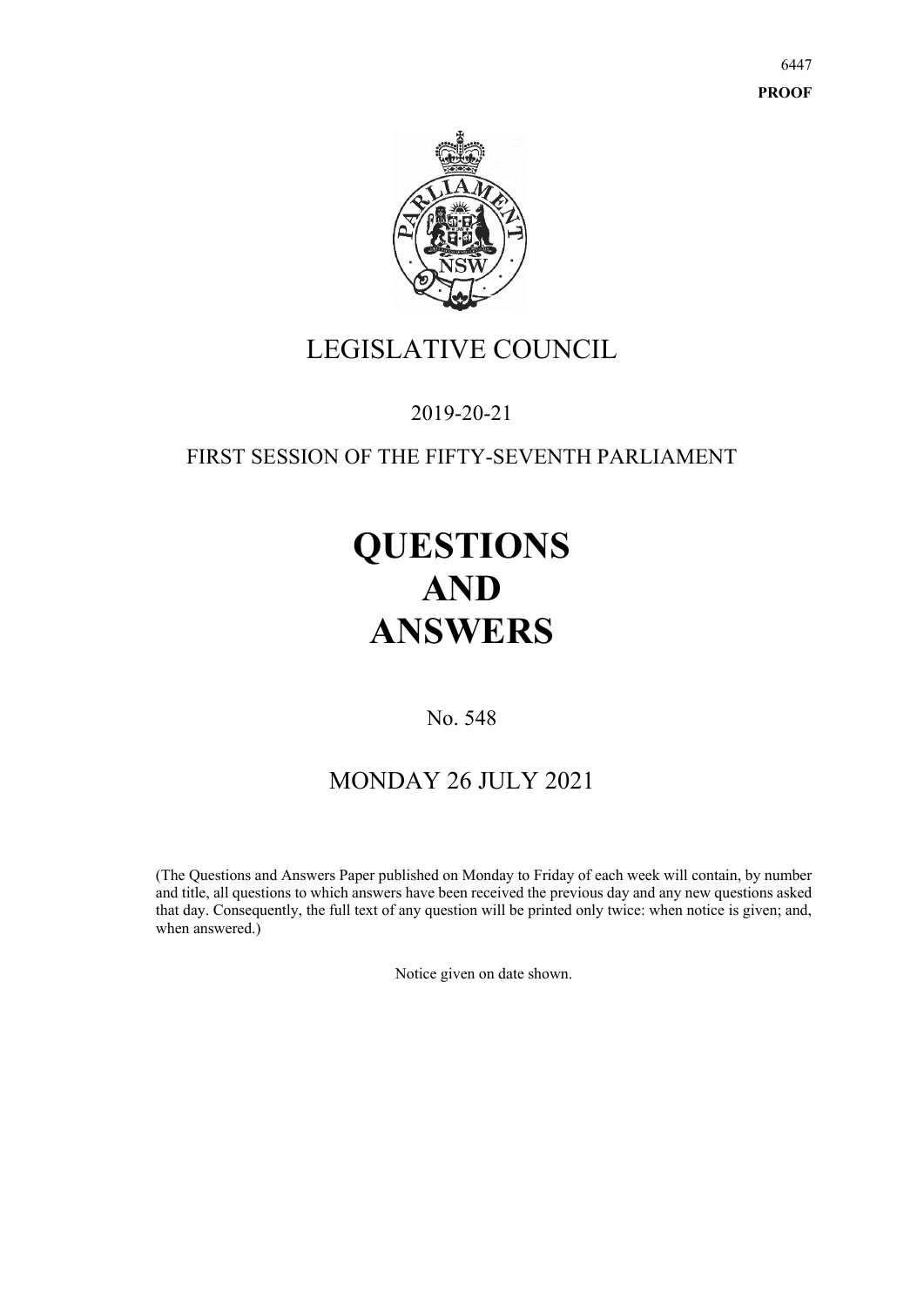**PROOF**

# LEGISLATIVE COUNCIL

2019-20-21

FIRST SESSION OF THE FIFTY-SEVENTH PARLIAMENT

# QUESTIONS AND ANSWERS

No. 548

## MONDAY 26 JULY 2021

(The Questions and Answers Paper published on Monday to Friday of each week will contain, by number and title, all questions to which answers have been received the previous day and any new questions asked that day. Consequently, the full text of any question will be printed only twice: when notice is given; and, when answered.)

Notice given on date shown.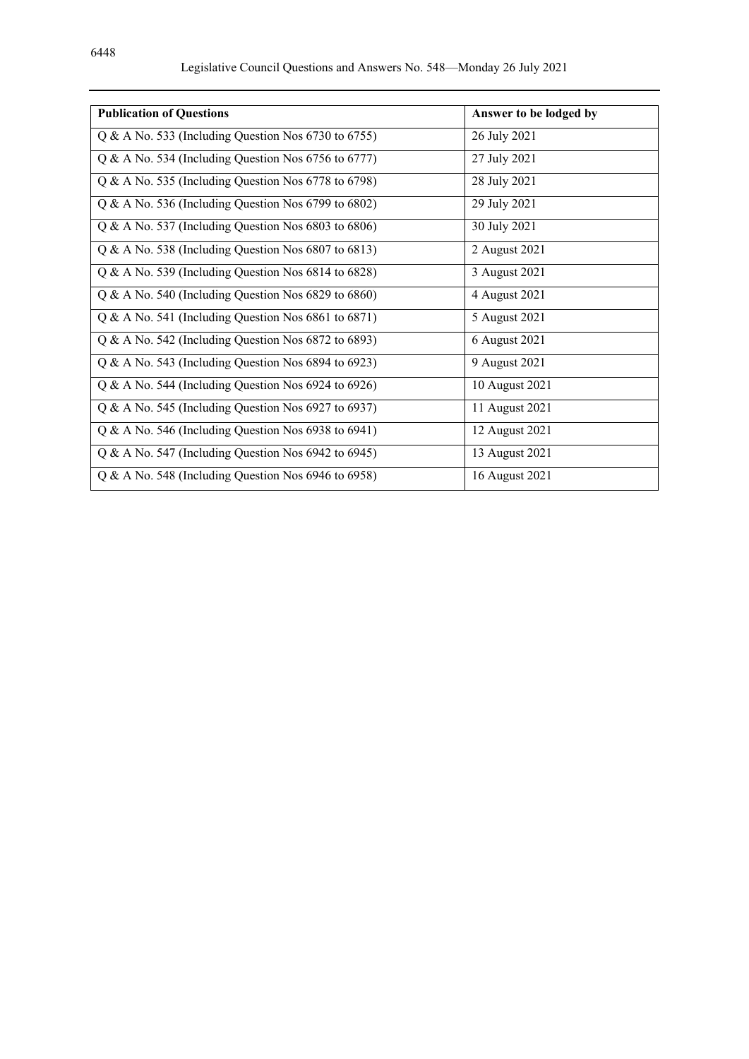| Publication of Questions | Answer to be lodged by |
| --- | --- |
| Q & A No. 533 (Including Question Nos 6730 to 6755) | 26 July 2021 |
| Q & A No. 534 (Including Question Nos 6756 to 6777) | 27 July 2021 |
| Q & A No. 535 (Including Question Nos 6778 to 6798) | 28 July 2021 |
| Q & A No. 536 (Including Question Nos 6799 to 6802) | 29 July 2021 |
| Q & A No. 537 (Including Question Nos 6803 to 6806) | 30 July 2021 |
| Q & A No. 538 (Including Question Nos 6807 to 6813) | 2 August 2021 |
| Q & A No. 539 (Including Question Nos 6814 to 6828) | 3 August 2021 |
| Q & A No. 540 (Including Question Nos 6829 to 6860) | 4 August 2021 |
| Q & A No. 541 (Including Question Nos 6861 to 6871) | 5 August 2021 |
| Q & A No. 542 (Including Question Nos 6872 to 6893) | 6 August 2021 |
| Q & A No. 543 (Including Question Nos 6894 to 6923) | 9 August 2021 |
| Q & A No. 544 (Including Question Nos 6924 to 6926) | 10 August 2021 |
| Q & A No. 545 (Including Question Nos 6927 to 6937) | 11 August 2021 |
| Q & A No. 546 (Including Question Nos 6938 to 6941) | 12 August 2021 |
| Q & A No. 547 (Including Question Nos 6942 to 6945) | 13 August 2021 |
| Q & A No. 548 (Including Question Nos 6946 to 6958) | 16 August 2021 |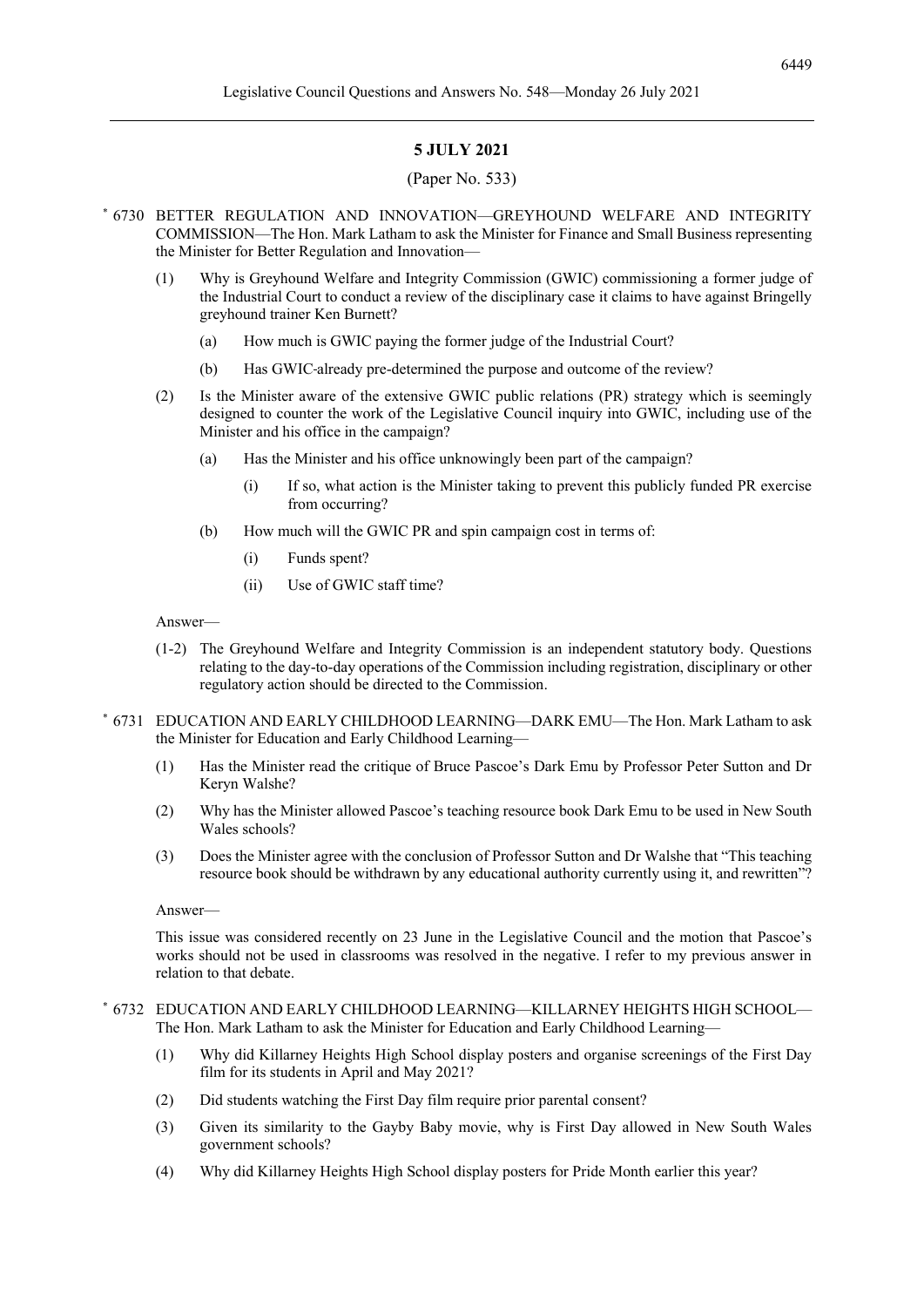## 5 JULY 2021

(Paper No. 533)

[*] 6730 BETTER REGULATION AND INNOVATION—GREYHOUND WELFARE AND INTEGRITY COMMISSION—The Hon. Mark Latham to ask the Minister for Finance and Small Business representing the Minister for Better Regulation and Innovation—

(1) Why is Greyhound Welfare and Integrity Commission (GWIC) commissioning a former judge of the Industrial Court to conduct a review of the disciplinary case it claims to have against Bringelly greyhound trainer Ken Burnett?

  (a) How much is GWIC paying the former judge of the Industrial Court?

  (b) Has GWIC already pre-determined the purpose and outcome of the review?

(2) Is the Minister aware of the extensive GWIC public relations (PR) strategy which is seemingly designed to counter the work of the Legislative Council inquiry into GWIC, including use of the Minister and his office in the campaign?

  (a) Has the Minister and his office unknowingly been part of the campaign?

    (i) If so, what action is the Minister taking to prevent this publicly funded PR exercise from occurring?

  (b) How much will the GWIC PR and spin campaign cost in terms of:

    (i) Funds spent?

    (ii) Use of GWIC staff time?

Answer—

(1-2) The Greyhound Welfare and Integrity Commission is an independent statutory body. Questions relating to the day-to-day operations of the Commission including registration, disciplinary or other regulatory action should be directed to the Commission.

[*] 6731 EDUCATION AND EARLY CHILDHOOD LEARNING—DARK EMU—The Hon. Mark Latham to ask the Minister for Education and Early Childhood Learning—

(1) Has the Minister read the critique of Bruce Pascoe's Dark Emu by Professor Peter Sutton and Dr Keryn Walshe?

(2) Why has the Minister allowed Pascoe's teaching resource book Dark Emu to be used in New South Wales schools?

(3) Does the Minister agree with the conclusion of Professor Sutton and Dr Walshe that "This teaching resource book should be withdrawn by any educational authority currently using it, and rewritten"?

Answer—

This issue was considered recently on 23 June in the Legislative Council and the motion that Pascoe's works should not be used in classrooms was resolved in the negative. I refer to my previous answer in relation to that debate.

[*] 6732 EDUCATION AND EARLY CHILDHOOD LEARNING—KILLARNEY HEIGHTS HIGH SCHOOL—The Hon. Mark Latham to ask the Minister for Education and Early Childhood Learning—

(1) Why did Killarney Heights High School display posters and organise screenings of the First Day film for its students in April and May 2021?

(2) Did students watching the First Day film require prior parental consent?

(3) Given its similarity to the Gayby Baby movie, why is First Day allowed in New South Wales government schools?

(4) Why did Killarney Heights High School display posters for Pride Month earlier this year?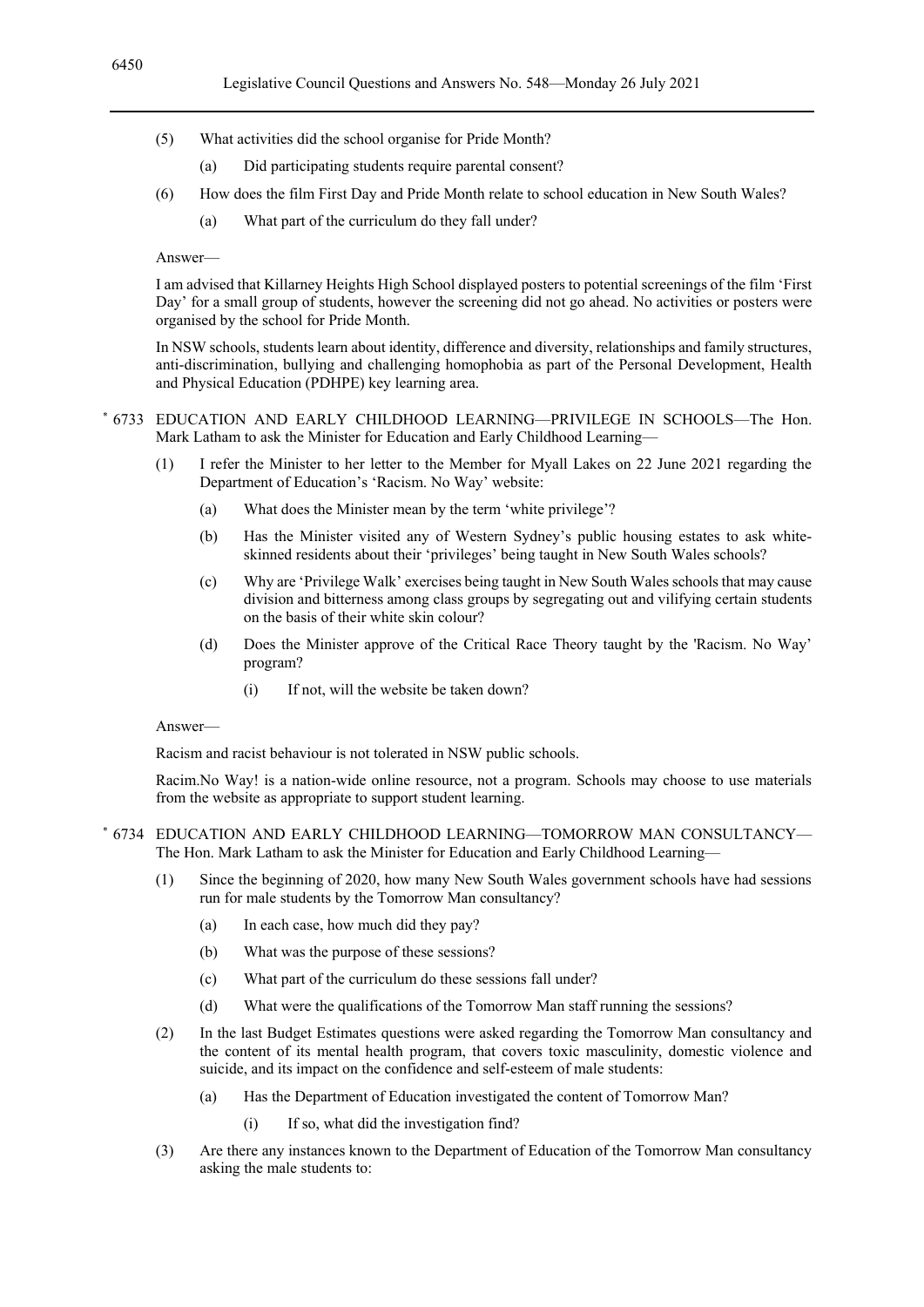(5) What activities did the school organise for Pride Month?

(a) Did participating students require parental consent?

(6) How does the film First Day and Pride Month relate to school education in New South Wales?

(a) What part of the curriculum do they fall under?

Answer—

I am advised that Killarney Heights High School displayed posters to potential screenings of the film 'First Day' for a small group of students, however the screening did not go ahead. No activities or posters were organised by the school for Pride Month.

In NSW schools, students learn about identity, difference and diversity, relationships and family structures, anti-discrimination, bullying and challenging homophobia as part of the Personal Development, Health and Physical Education (PDHPE) key learning area.

* 6733 EDUCATION AND EARLY CHILDHOOD LEARNING—PRIVILEGE IN SCHOOLS—The Hon. Mark Latham to ask the Minister for Education and Early Childhood Learning—

(1) I refer the Minister to her letter to the Member for Myall Lakes on 22 June 2021 regarding the Department of Education's 'Racism. No Way' website:

(a) What does the Minister mean by the term 'white privilege'?

(b) Has the Minister visited any of Western Sydney's public housing estates to ask white-skinned residents about their 'privileges' being taught in New South Wales schools?

(c) Why are 'Privilege Walk' exercises being taught in New South Wales schools that may cause division and bitterness among class groups by segregating out and vilifying certain students on the basis of their white skin colour?

(d) Does the Minister approve of the Critical Race Theory taught by the 'Racism. No Way' program?

(i) If not, will the website be taken down?

Answer—

Racism and racist behaviour is not tolerated in NSW public schools.

Racim.No Way! is a nation-wide online resource, not a program. Schools may choose to use materials from the website as appropriate to support student learning.

* 6734 EDUCATION AND EARLY CHILDHOOD LEARNING—TOMORROW MAN CONSULTANCY—The Hon. Mark Latham to ask the Minister for Education and Early Childhood Learning—

(1) Since the beginning of 2020, how many New South Wales government schools have had sessions run for male students by the Tomorrow Man consultancy?

(a) In each case, how much did they pay?

(b) What was the purpose of these sessions?

(c) What part of the curriculum do these sessions fall under?

(d) What were the qualifications of the Tomorrow Man staff running the sessions?

(2) In the last Budget Estimates questions were asked regarding the Tomorrow Man consultancy and the content of its mental health program, that covers toxic masculinity, domestic violence and suicide, and its impact on the confidence and self-esteem of male students:

(a) Has the Department of Education investigated the content of Tomorrow Man?

(i) If so, what did the investigation find?

(3) Are there any instances known to the Department of Education of the Tomorrow Man consultancy asking the male students to: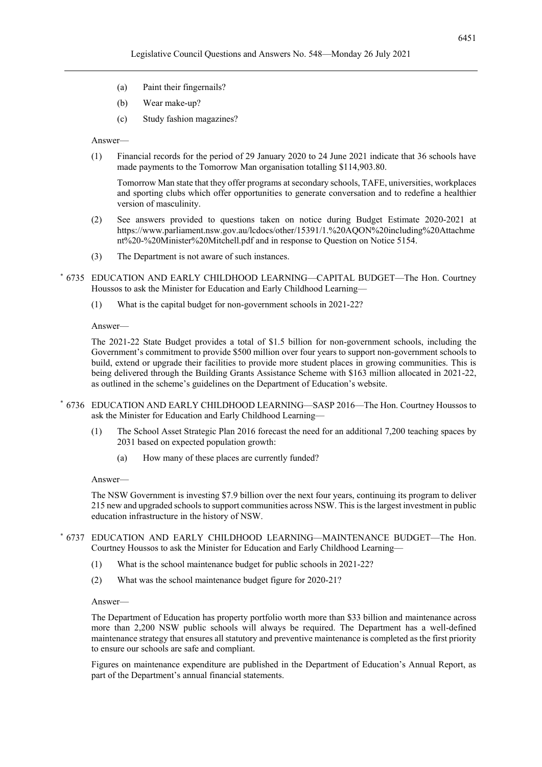(a) Paint their fingernails?

(b) Wear make-up?

(c) Study fashion magazines?

Answer—

(1) Financial records for the period of 29 January 2020 to 24 June 2021 indicate that 36 schools have made payments to the Tomorrow Man organisation totalling $114,903.80.

Tomorrow Man state that they offer programs at secondary schools, TAFE, universities, workplaces and sporting clubs which offer opportunities to generate conversation and to redefine a healthier version of masculinity.

(2) See answers provided to questions taken on notice during Budget Estimate 2020-2021 at https://www.parliament.nsw.gov.au/lcdocs/other/15391/1.%20AQON%20including%20Attachment%20-%20Minister%20Mitchell.pdf and in response to Question on Notice 5154.

(3) The Department is not aware of such instances.

* 6735 EDUCATION AND EARLY CHILDHOOD LEARNING—CAPITAL BUDGET—The Hon. Courtney Houssos to ask the Minister for Education and Early Childhood Learning—

(1) What is the capital budget for non-government schools in 2021-22?

Answer—

The 2021-22 State Budget provides a total of $1.5 billion for non-government schools, including the Government's commitment to provide $500 million over four years to support non-government schools to build, extend or upgrade their facilities to provide more student places in growing communities. This is being delivered through the Building Grants Assistance Scheme with $163 million allocated in 2021-22, as outlined in the scheme's guidelines on the Department of Education's website.

* 6736 EDUCATION AND EARLY CHILDHOOD LEARNING—SASP 2016—The Hon. Courtney Houssos to ask the Minister for Education and Early Childhood Learning—

(1) The School Asset Strategic Plan 2016 forecast the need for an additional 7,200 teaching spaces by 2031 based on expected population growth:

(a) How many of these places are currently funded?

Answer—

The NSW Government is investing $7.9 billion over the next four years, continuing its program to deliver 215 new and upgraded schools to support communities across NSW. This is the largest investment in public education infrastructure in the history of NSW.

* 6737 EDUCATION AND EARLY CHILDHOOD LEARNING—MAINTENANCE BUDGET—The Hon. Courtney Houssos to ask the Minister for Education and Early Childhood Learning—

(1) What is the school maintenance budget for public schools in 2021-22?

(2) What was the school maintenance budget figure for 2020-21?

Answer—

The Department of Education has property portfolio worth more than $33 billion and maintenance across more than 2,200 NSW public schools will always be required. The Department has a well-defined maintenance strategy that ensures all statutory and preventive maintenance is completed as the first priority to ensure our schools are safe and compliant.

Figures on maintenance expenditure are published in the Department of Education's Annual Report, as part of the Department's annual financial statements.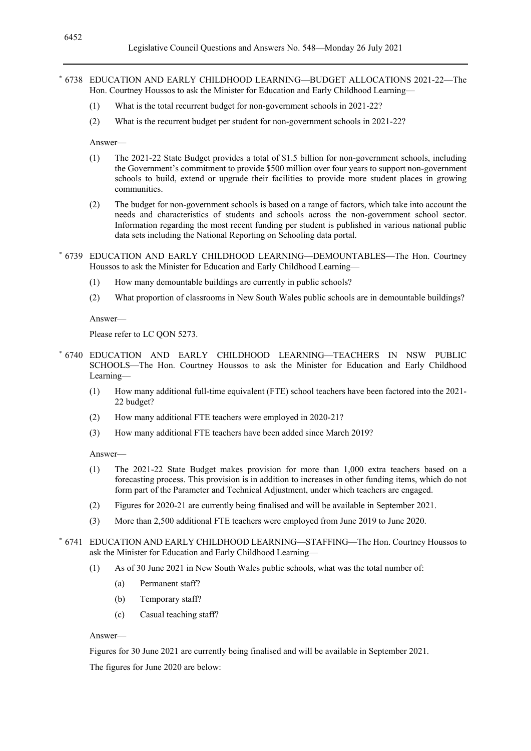[*] 6738 EDUCATION AND EARLY CHILDHOOD LEARNING—BUDGET ALLOCATIONS 2021-22—The Hon. Courtney Houssos to ask the Minister for Education and Early Childhood Learning—

(1) What is the total recurrent budget for non-government schools in 2021-22?

(2) What is the recurrent budget per student for non-government schools in 2021-22?

Answer—

(1) The 2021-22 State Budget provides a total of $1.5 billion for non-government schools, including the Government's commitment to provide $500 million over four years to support non-government schools to build, extend or upgrade their facilities to provide more student places in growing communities.

(2) The budget for non-government schools is based on a range of factors, which take into account the needs and characteristics of students and schools across the non-government school sector. Information regarding the most recent funding per student is published in various national public data sets including the National Reporting on Schooling data portal.

[*] 6739 EDUCATION AND EARLY CHILDHOOD LEARNING—DEMOUNTABLES—The Hon. Courtney Houssos to ask the Minister for Education and Early Childhood Learning—

(1) How many demountable buildings are currently in public schools?

(2) What proportion of classrooms in New South Wales public schools are in demountable buildings?

Answer—

Please refer to LC QON 5273.

[*] 6740 EDUCATION AND EARLY CHILDHOOD LEARNING—TEACHERS IN NSW PUBLIC SCHOOLS—The Hon. Courtney Houssos to ask the Minister for Education and Early Childhood Learning—

(1) How many additional full-time equivalent (FTE) school teachers have been factored into the 2021-22 budget?

(2) How many additional FTE teachers were employed in 2020-21?

(3) How many additional FTE teachers have been added since March 2019?

Answer—

(1) The 2021-22 State Budget makes provision for more than 1,000 extra teachers based on a forecasting process. This provision is in addition to increases in other funding items, which do not form part of the Parameter and Technical Adjustment, under which teachers are engaged.

(2) Figures for 2020-21 are currently being finalised and will be available in September 2021.

(3) More than 2,500 additional FTE teachers were employed from June 2019 to June 2020.

[*] 6741 EDUCATION AND EARLY CHILDHOOD LEARNING—STAFFING—The Hon. Courtney Houssos to ask the Minister for Education and Early Childhood Learning—

(1) As of 30 June 2021 in New South Wales public schools, what was the total number of:

(a) Permanent staff?

(b) Temporary staff?

(c) Casual teaching staff?

Answer—

Figures for 30 June 2021 are currently being finalised and will be available in September 2021.

The figures for June 2020 are below: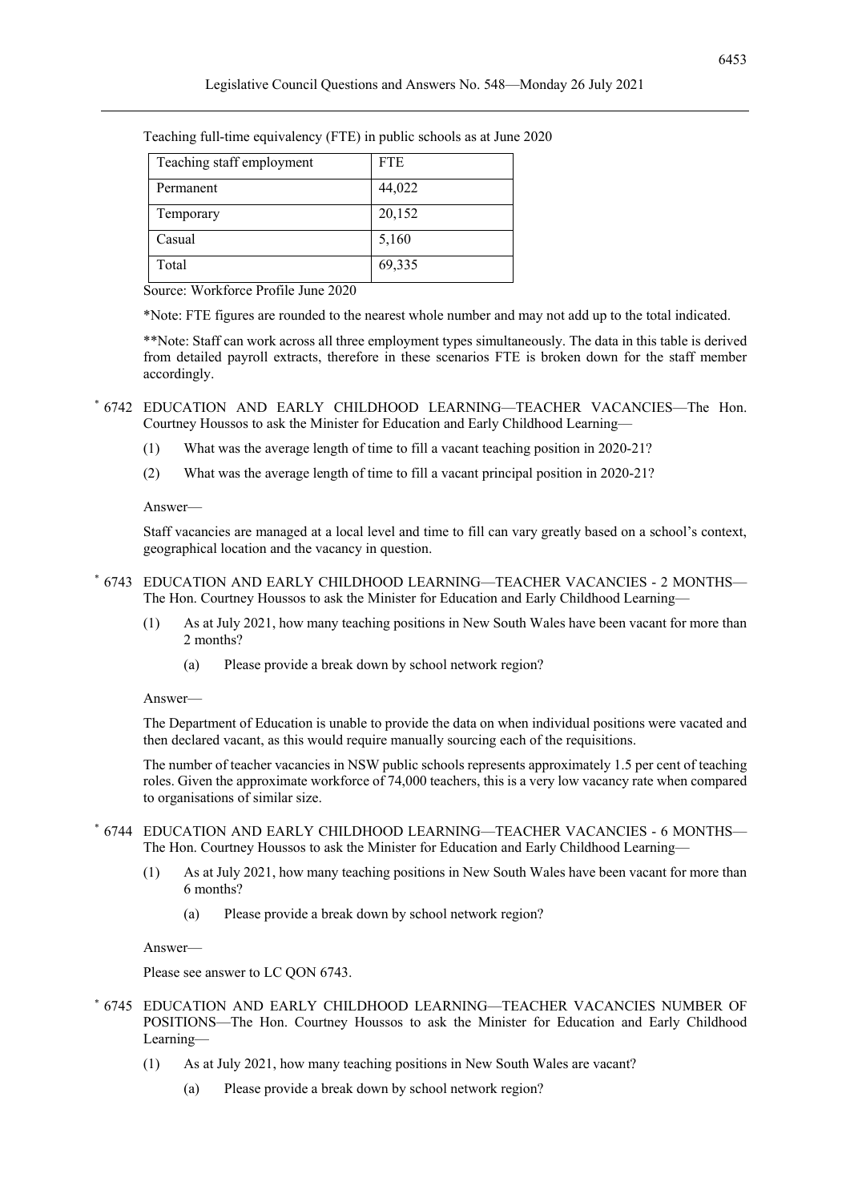Teaching full-time equivalency (FTE) in public schools as at June 2020

| Teaching staff employment | FTE |
| --- | --- |
| Permanent | 44,022 |
| Temporary | 20,152 |
| Casual | 5,160 |
| Total | 69,335 |

Source: Workforce Profile June 2020

*Note: FTE figures are rounded to the nearest whole number and may not add up to the total indicated.

**Note: Staff can work across all three employment types simultaneously. The data in this table is derived from detailed payroll extracts, therefore in these scenarios FTE is broken down for the staff member accordingly.

* 6742 EDUCATION AND EARLY CHILDHOOD LEARNING—TEACHER VACANCIES—The Hon. Courtney Houssos to ask the Minister for Education and Early Childhood Learning—

(1) What was the average length of time to fill a vacant teaching position in 2020-21?

(2) What was the average length of time to fill a vacant principal position in 2020-21?

Answer—

Staff vacancies are managed at a local level and time to fill can vary greatly based on a school's context, geographical location and the vacancy in question.

* 6743 EDUCATION AND EARLY CHILDHOOD LEARNING—TEACHER VACANCIES - 2 MONTHS—The Hon. Courtney Houssos to ask the Minister for Education and Early Childhood Learning—

(1) As at July 2021, how many teaching positions in New South Wales have been vacant for more than 2 months?

(a) Please provide a break down by school network region?

Answer—

The Department of Education is unable to provide the data on when individual positions were vacated and then declared vacant, as this would require manually sourcing each of the requisitions.

The number of teacher vacancies in NSW public schools represents approximately 1.5 per cent of teaching roles. Given the approximate workforce of 74,000 teachers, this is a very low vacancy rate when compared to organisations of similar size.

* 6744 EDUCATION AND EARLY CHILDHOOD LEARNING—TEACHER VACANCIES - 6 MONTHS—The Hon. Courtney Houssos to ask the Minister for Education and Early Childhood Learning—

(1) As at July 2021, how many teaching positions in New South Wales have been vacant for more than 6 months?

(a) Please provide a break down by school network region?

Answer—

Please see answer to LC QON 6743.

* 6745 EDUCATION AND EARLY CHILDHOOD LEARNING—TEACHER VACANCIES NUMBER OF POSITIONS—The Hon. Courtney Houssos to ask the Minister for Education and Early Childhood Learning—

(1) As at July 2021, how many teaching positions in New South Wales are vacant?

(a) Please provide a break down by school network region?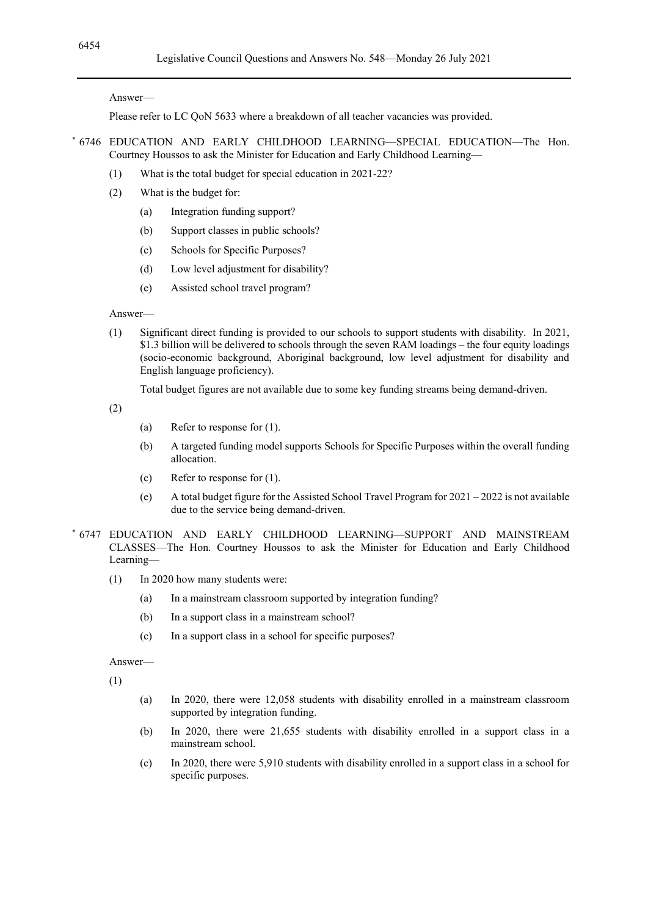Answer—

Please refer to LC QoN 5633 where a breakdown of all teacher vacancies was provided.

* 6746 EDUCATION AND EARLY CHILDHOOD LEARNING—SPECIAL EDUCATION—The Hon. Courtney Houssos to ask the Minister for Education and Early Childhood Learning—

(1) What is the total budget for special education in 2021-22?

(2) What is the budget for:

(a) Integration funding support?

(b) Support classes in public schools?

(c) Schools for Specific Purposes?

(d) Low level adjustment for disability?

(e) Assisted school travel program?

Answer—

(1) Significant direct funding is provided to our schools to support students with disability. In 2021, $1.3 billion will be delivered to schools through the seven RAM loadings – the four equity loadings (socio-economic background, Aboriginal background, low level adjustment for disability and English language proficiency).

Total budget figures are not available due to some key funding streams being demand-driven.

(2)

(a) Refer to response for (1).

(b) A targeted funding model supports Schools for Specific Purposes within the overall funding allocation.

(c) Refer to response for (1).

(e) A total budget figure for the Assisted School Travel Program for 2021 – 2022 is not available due to the service being demand-driven.

* 6747 EDUCATION AND EARLY CHILDHOOD LEARNING—SUPPORT AND MAINSTREAM CLASSES—The Hon. Courtney Houssos to ask the Minister for Education and Early Childhood Learning—

(1) In 2020 how many students were:

(a) In a mainstream classroom supported by integration funding?

(b) In a support class in a mainstream school?

(c) In a support class in a school for specific purposes?

Answer—

(1)

(a) In 2020, there were 12,058 students with disability enrolled in a mainstream classroom supported by integration funding.

(b) In 2020, there were 21,655 students with disability enrolled in a support class in a mainstream school.

(c) In 2020, there were 5,910 students with disability enrolled in a support class in a school for specific purposes.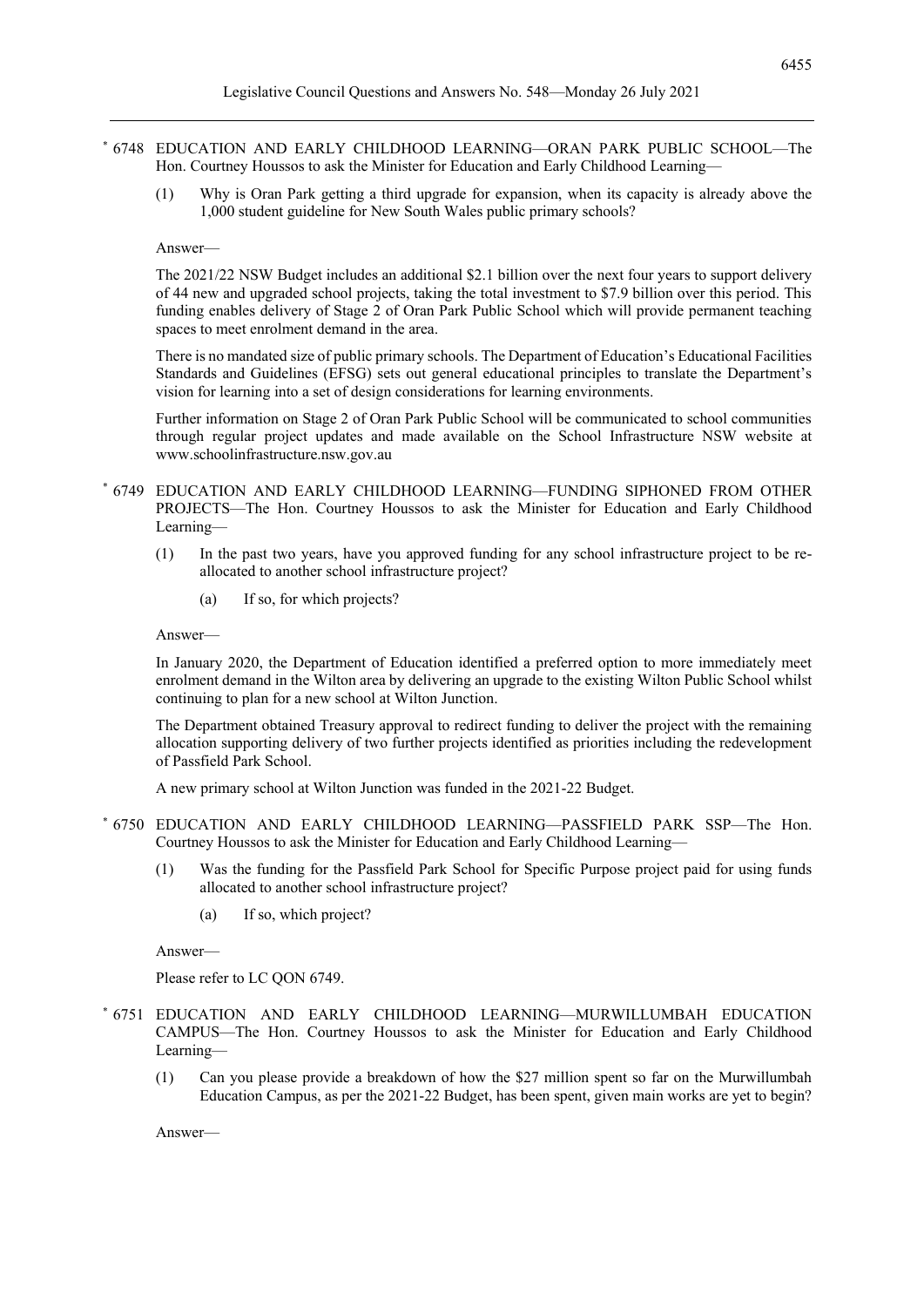\* 6748 EDUCATION AND EARLY CHILDHOOD LEARNING—ORAN PARK PUBLIC SCHOOL—The Hon. Courtney Houssos to ask the Minister for Education and Early Childhood Learning—

(1) Why is Oran Park getting a third upgrade for expansion, when its capacity is already above the 1,000 student guideline for New South Wales public primary schools?

Answer—

The 2021/22 NSW Budget includes an additional $2.1 billion over the next four years to support delivery of 44 new and upgraded school projects, taking the total investment to $7.9 billion over this period. This funding enables delivery of Stage 2 of Oran Park Public School which will provide permanent teaching spaces to meet enrolment demand in the area.

There is no mandated size of public primary schools. The Department of Education's Educational Facilities Standards and Guidelines (EFSG) sets out general educational principles to translate the Department's vision for learning into a set of design considerations for learning environments.

Further information on Stage 2 of Oran Park Public School will be communicated to school communities through regular project updates and made available on the School Infrastructure NSW website at www.schoolinfrastructure.nsw.gov.au

\* 6749 EDUCATION AND EARLY CHILDHOOD LEARNING—FUNDING SIPHONED FROM OTHER PROJECTS—The Hon. Courtney Houssos to ask the Minister for Education and Early Childhood Learning—

(1) In the past two years, have you approved funding for any school infrastructure project to be re-allocated to another school infrastructure project?

(a) If so, for which projects?

Answer—

In January 2020, the Department of Education identified a preferred option to more immediately meet enrolment demand in the Wilton area by delivering an upgrade to the existing Wilton Public School whilst continuing to plan for a new school at Wilton Junction.

The Department obtained Treasury approval to redirect funding to deliver the project with the remaining allocation supporting delivery of two further projects identified as priorities including the redevelopment of Passfield Park School.

A new primary school at Wilton Junction was funded in the 2021-22 Budget.

\* 6750 EDUCATION AND EARLY CHILDHOOD LEARNING—PASSFIELD PARK SSP—The Hon. Courtney Houssos to ask the Minister for Education and Early Childhood Learning—

(1) Was the funding for the Passfield Park School for Specific Purpose project paid for using funds allocated to another school infrastructure project?

(a) If so, which project?

Answer—

Please refer to LC QON 6749.

\* 6751 EDUCATION AND EARLY CHILDHOOD LEARNING—MURWILLUMBAH EDUCATION CAMPUS—The Hon. Courtney Houssos to ask the Minister for Education and Early Childhood Learning—

(1) Can you please provide a breakdown of how the $27 million spent so far on the Murwillumbah Education Campus, as per the 2021-22 Budget, has been spent, given main works are yet to begin?

Answer—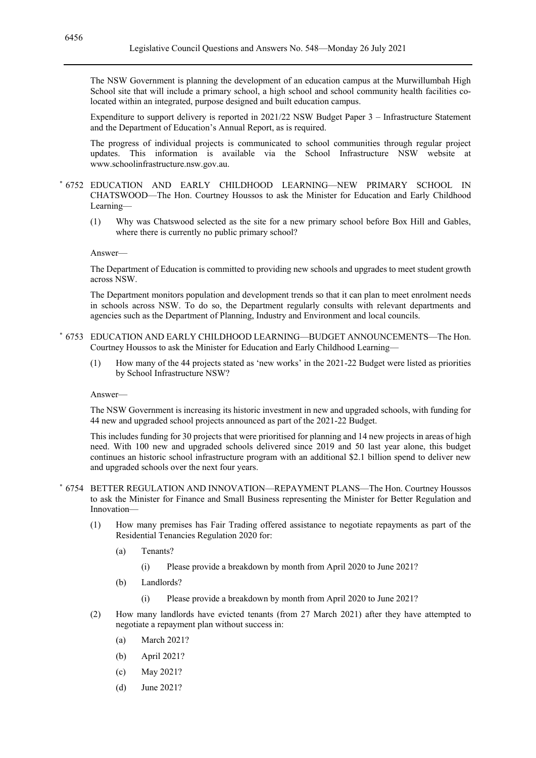The NSW Government is planning the development of an education campus at the Murwillumbah High School site that will include a primary school, a high school and school community health facilities co-located within an integrated, purpose designed and built education campus.

Expenditure to support delivery is reported in 2021/22 NSW Budget Paper 3 – Infrastructure Statement and the Department of Education's Annual Report, as is required.

The progress of individual projects is communicated to school communities through regular project updates. This information is available via the School Infrastructure NSW website at www.schoolinfrastructure.nsw.gov.au.

\* 6752 EDUCATION AND EARLY CHILDHOOD LEARNING—NEW PRIMARY SCHOOL IN CHATSWOOD—The Hon. Courtney Houssos to ask the Minister for Education and Early Childhood Learning—

(1) Why was Chatswood selected as the site for a new primary school before Box Hill and Gables, where there is currently no public primary school?

Answer—

The Department of Education is committed to providing new schools and upgrades to meet student growth across NSW.

The Department monitors population and development trends so that it can plan to meet enrolment needs in schools across NSW. To do so, the Department regularly consults with relevant departments and agencies such as the Department of Planning, Industry and Environment and local councils.

\* 6753 EDUCATION AND EARLY CHILDHOOD LEARNING—BUDGET ANNOUNCEMENTS—The Hon. Courtney Houssos to ask the Minister for Education and Early Childhood Learning—

(1) How many of the 44 projects stated as 'new works' in the 2021-22 Budget were listed as priorities by School Infrastructure NSW?

Answer—

The NSW Government is increasing its historic investment in new and upgraded schools, with funding for 44 new and upgraded school projects announced as part of the 2021-22 Budget.

This includes funding for 30 projects that were prioritised for planning and 14 new projects in areas of high need. With 100 new and upgraded schools delivered since 2019 and 50 last year alone, this budget continues an historic school infrastructure program with an additional $2.1 billion spend to deliver new and upgraded schools over the next four years.

\* 6754 BETTER REGULATION AND INNOVATION—REPAYMENT PLANS—The Hon. Courtney Houssos to ask the Minister for Finance and Small Business representing the Minister for Better Regulation and Innovation—

(1) How many premises has Fair Trading offered assistance to negotiate repayments as part of the Residential Tenancies Regulation 2020 for:

  (a) Tenants?

    (i) Please provide a breakdown by month from April 2020 to June 2021?

  (b) Landlords?

    (i) Please provide a breakdown by month from April 2020 to June 2021?

(2) How many landlords have evicted tenants (from 27 March 2021) after they have attempted to negotiate a repayment plan without success in:

  (a) March 2021?

  (b) April 2021?

  (c) May 2021?

  (d) June 2021?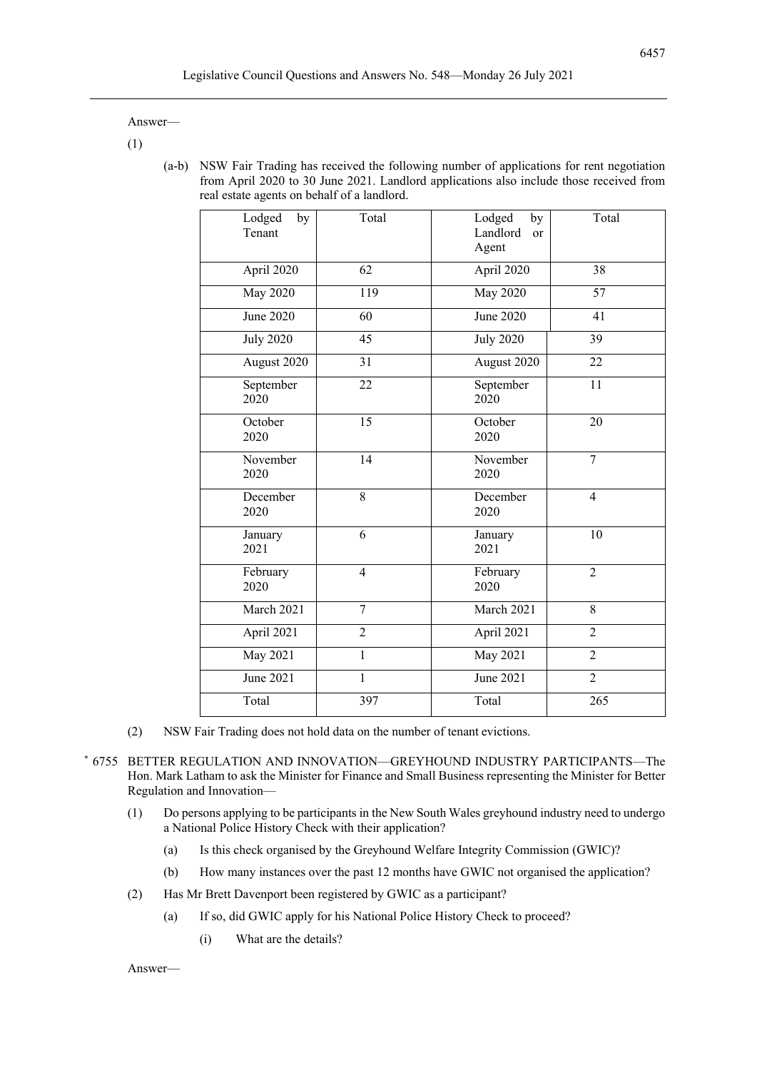Answer—

(1)

(a-b) NSW Fair Trading has received the following number of applications for rent negotiation from April 2020 to 30 June 2021. Landlord applications also include those received from real estate agents on behalf of a landlord.

| Lodged by Tenant | Total | Lodged by Landlord or Agent | Total |
|---|---|---|---|
| April 2020 | 62 | April 2020 | 38 |
| May 2020 | 119 | May 2020 | 57 |
| June 2020 | 60 | June 2020 | 41 |
| July 2020 | 45 | July 2020 | 39 |
| August 2020 | 31 | August 2020 | 22 |
| September 2020 | 22 | September 2020 | 11 |
| October 2020 | 15 | October 2020 | 20 |
| November 2020 | 14 | November 2020 | 7 |
| December 2020 | 8 | December 2020 | 4 |
| January 2021 | 6 | January 2021 | 10 |
| February 2020 | 4 | February 2020 | 2 |
| March 2021 | 7 | March 2021 | 8 |
| April 2021 | 2 | April 2021 | 2 |
| May 2021 | 1 | May 2021 | 2 |
| June 2021 | 1 | June 2021 | 2 |
| Total | 397 | Total | 265 |

(2) NSW Fair Trading does not hold data on the number of tenant evictions.

* 6755 BETTER REGULATION AND INNOVATION—GREYHOUND INDUSTRY PARTICIPANTS—The Hon. Mark Latham to ask the Minister for Finance and Small Business representing the Minister for Better Regulation and Innovation—

(1) Do persons applying to be participants in the New South Wales greyhound industry need to undergo a National Police History Check with their application?

   (a) Is this check organised by the Greyhound Welfare Integrity Commission (GWIC)?

   (b) How many instances over the past 12 months have GWIC not organised the application?

(2) Has Mr Brett Davenport been registered by GWIC as a participant?

   (a) If so, did GWIC apply for his National Police History Check to proceed?

      (i) What are the details?

Answer—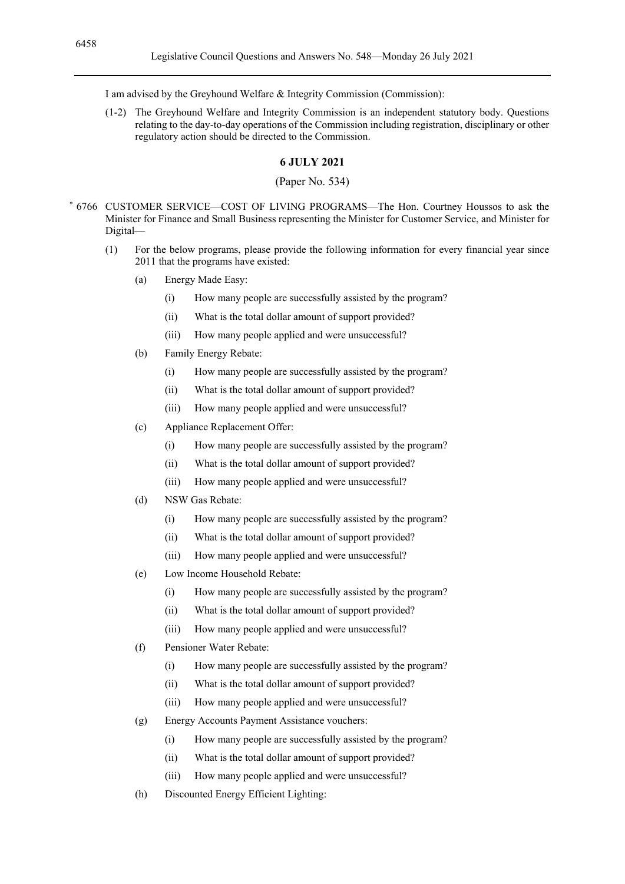I am advised by the Greyhound Welfare & Integrity Commission (Commission):

(1-2) The Greyhound Welfare and Integrity Commission is an independent statutory body. Questions relating to the day-to-day operations of the Commission including registration, disciplinary or other regulatory action should be directed to the Commission.

## 6 JULY 2021

(Paper No. 534)

* 6766 CUSTOMER SERVICE—COST OF LIVING PROGRAMS—The Hon. Courtney Houssos to ask the Minister for Finance and Small Business representing the Minister for Customer Service, and Minister for Digital—

(1) For the below programs, please provide the following information for every financial year since 2011 that the programs have existed:

- (a) Energy Made Easy:
  - (i) How many people are successfully assisted by the program?
  - (ii) What is the total dollar amount of support provided?
  - (iii) How many people applied and were unsuccessful?
- (b) Family Energy Rebate:
  - (i) How many people are successfully assisted by the program?
  - (ii) What is the total dollar amount of support provided?
  - (iii) How many people applied and were unsuccessful?
- (c) Appliance Replacement Offer:
  - (i) How many people are successfully assisted by the program?
  - (ii) What is the total dollar amount of support provided?
  - (iii) How many people applied and were unsuccessful?
- (d) NSW Gas Rebate:
  - (i) How many people are successfully assisted by the program?
  - (ii) What is the total dollar amount of support provided?
  - (iii) How many people applied and were unsuccessful?
- (e) Low Income Household Rebate:
  - (i) How many people are successfully assisted by the program?
  - (ii) What is the total dollar amount of support provided?
  - (iii) How many people applied and were unsuccessful?
- (f) Pensioner Water Rebate:
  - (i) How many people are successfully assisted by the program?
  - (ii) What is the total dollar amount of support provided?
  - (iii) How many people applied and were unsuccessful?
- (g) Energy Accounts Payment Assistance vouchers:
  - (i) How many people are successfully assisted by the program?
  - (ii) What is the total dollar amount of support provided?
  - (iii) How many people applied and were unsuccessful?
- (h) Discounted Energy Efficient Lighting: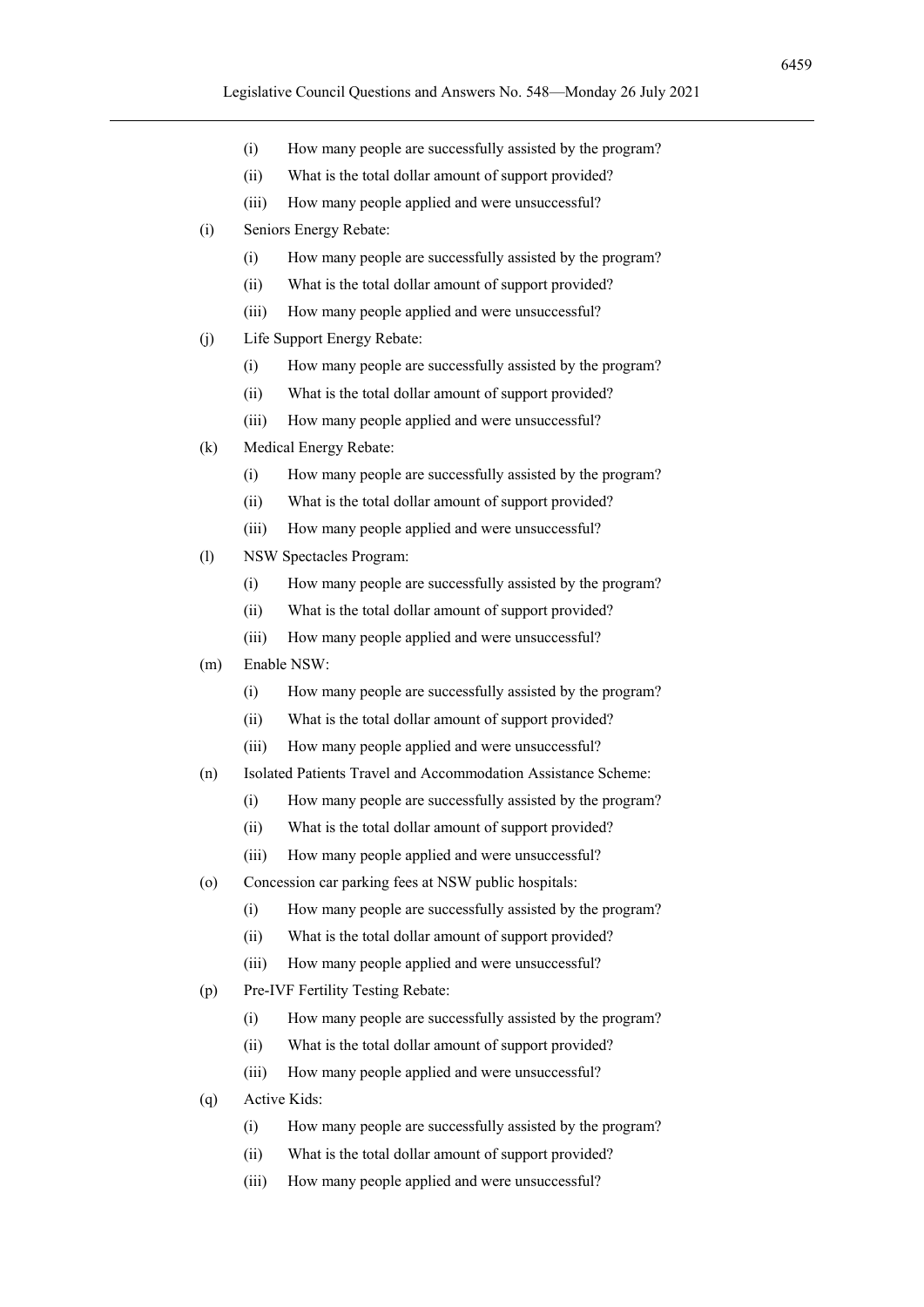(i) How many people are successfully assisted by the program?

(ii) What is the total dollar amount of support provided?

(iii) How many people applied and were unsuccessful?

(i) Seniors Energy Rebate:

 (i) How many people are successfully assisted by the program?

 (ii) What is the total dollar amount of support provided?

 (iii) How many people applied and were unsuccessful?

(j) Life Support Energy Rebate:

 (i) How many people are successfully assisted by the program?

 (ii) What is the total dollar amount of support provided?

 (iii) How many people applied and were unsuccessful?

(k) Medical Energy Rebate:

 (i) How many people are successfully assisted by the program?

 (ii) What is the total dollar amount of support provided?

 (iii) How many people applied and were unsuccessful?

(l) NSW Spectacles Program:

 (i) How many people are successfully assisted by the program?

 (ii) What is the total dollar amount of support provided?

 (iii) How many people applied and were unsuccessful?

(m) Enable NSW:

 (i) How many people are successfully assisted by the program?

 (ii) What is the total dollar amount of support provided?

 (iii) How many people applied and were unsuccessful?

(n) Isolated Patients Travel and Accommodation Assistance Scheme:

 (i) How many people are successfully assisted by the program?

 (ii) What is the total dollar amount of support provided?

 (iii) How many people applied and were unsuccessful?

(o) Concession car parking fees at NSW public hospitals:

 (i) How many people are successfully assisted by the program?

 (ii) What is the total dollar amount of support provided?

 (iii) How many people applied and were unsuccessful?

(p) Pre-IVF Fertility Testing Rebate:

 (i) How many people are successfully assisted by the program?

 (ii) What is the total dollar amount of support provided?

 (iii) How many people applied and were unsuccessful?

(q) Active Kids:

 (i) How many people are successfully assisted by the program?

 (ii) What is the total dollar amount of support provided?

 (iii) How many people applied and were unsuccessful?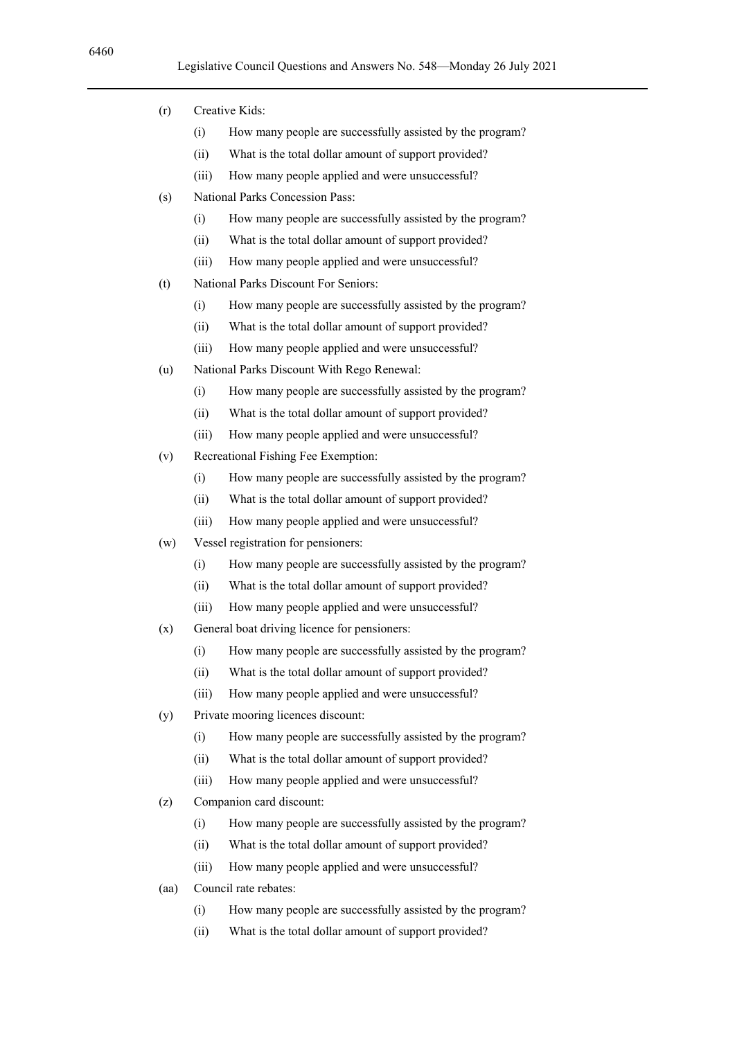(r) Creative Kids:

(i) How many people are successfully assisted by the program?

(ii) What is the total dollar amount of support provided?

(iii) How many people applied and were unsuccessful?

(s) National Parks Concession Pass:

(i) How many people are successfully assisted by the program?

(ii) What is the total dollar amount of support provided?

(iii) How many people applied and were unsuccessful?

(t) National Parks Discount For Seniors:

(i) How many people are successfully assisted by the program?

(ii) What is the total dollar amount of support provided?

(iii) How many people applied and were unsuccessful?

(u) National Parks Discount With Rego Renewal:

(i) How many people are successfully assisted by the program?

(ii) What is the total dollar amount of support provided?

(iii) How many people applied and were unsuccessful?

(v) Recreational Fishing Fee Exemption:

(i) How many people are successfully assisted by the program?

(ii) What is the total dollar amount of support provided?

(iii) How many people applied and were unsuccessful?

(w) Vessel registration for pensioners:

(i) How many people are successfully assisted by the program?

(ii) What is the total dollar amount of support provided?

(iii) How many people applied and were unsuccessful?

(x) General boat driving licence for pensioners:

(i) How many people are successfully assisted by the program?

(ii) What is the total dollar amount of support provided?

(iii) How many people applied and were unsuccessful?

(y) Private mooring licences discount:

(i) How many people are successfully assisted by the program?

(ii) What is the total dollar amount of support provided?

(iii) How many people applied and were unsuccessful?

(z) Companion card discount:

(i) How many people are successfully assisted by the program?

(ii) What is the total dollar amount of support provided?

(iii) How many people applied and were unsuccessful?

(aa) Council rate rebates:

(i) How many people are successfully assisted by the program?

(ii) What is the total dollar amount of support provided?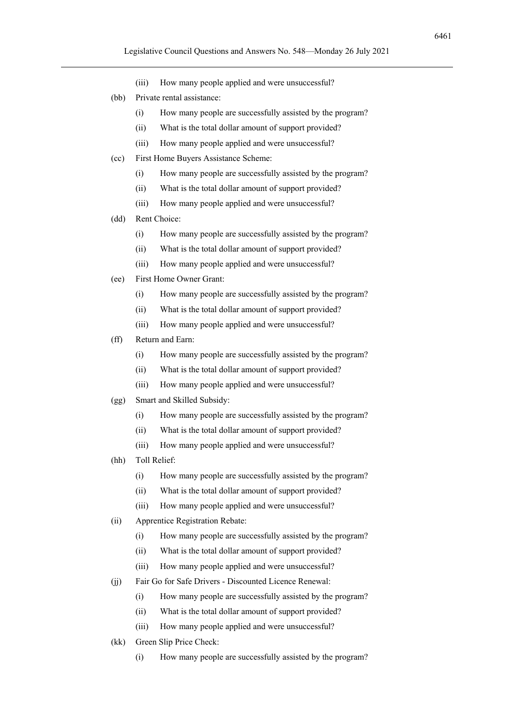(iii) How many people applied and were unsuccessful?

(bb) Private rental assistance:

(i) How many people are successfully assisted by the program?

(ii) What is the total dollar amount of support provided?

(iii) How many people applied and were unsuccessful?

(cc) First Home Buyers Assistance Scheme:

(i) How many people are successfully assisted by the program?

(ii) What is the total dollar amount of support provided?

(iii) How many people applied and were unsuccessful?

(dd) Rent Choice:

(i) How many people are successfully assisted by the program?

(ii) What is the total dollar amount of support provided?

(iii) How many people applied and were unsuccessful?

(ee) First Home Owner Grant:

(i) How many people are successfully assisted by the program?

(ii) What is the total dollar amount of support provided?

(iii) How many people applied and were unsuccessful?

(ff) Return and Earn:

(i) How many people are successfully assisted by the program?

(ii) What is the total dollar amount of support provided?

(iii) How many people applied and were unsuccessful?

(gg) Smart and Skilled Subsidy:

(i) How many people are successfully assisted by the program?

(ii) What is the total dollar amount of support provided?

(iii) How many people applied and were unsuccessful?

(hh) Toll Relief:

(i) How many people are successfully assisted by the program?

(ii) What is the total dollar amount of support provided?

(iii) How many people applied and were unsuccessful?

(ii) Apprentice Registration Rebate:

(i) How many people are successfully assisted by the program?

(ii) What is the total dollar amount of support provided?

(iii) How many people applied and were unsuccessful?

(jj) Fair Go for Safe Drivers - Discounted Licence Renewal:

(i) How many people are successfully assisted by the program?

(ii) What is the total dollar amount of support provided?

(iii) How many people applied and were unsuccessful?

(kk) Green Slip Price Check:

(i) How many people are successfully assisted by the program?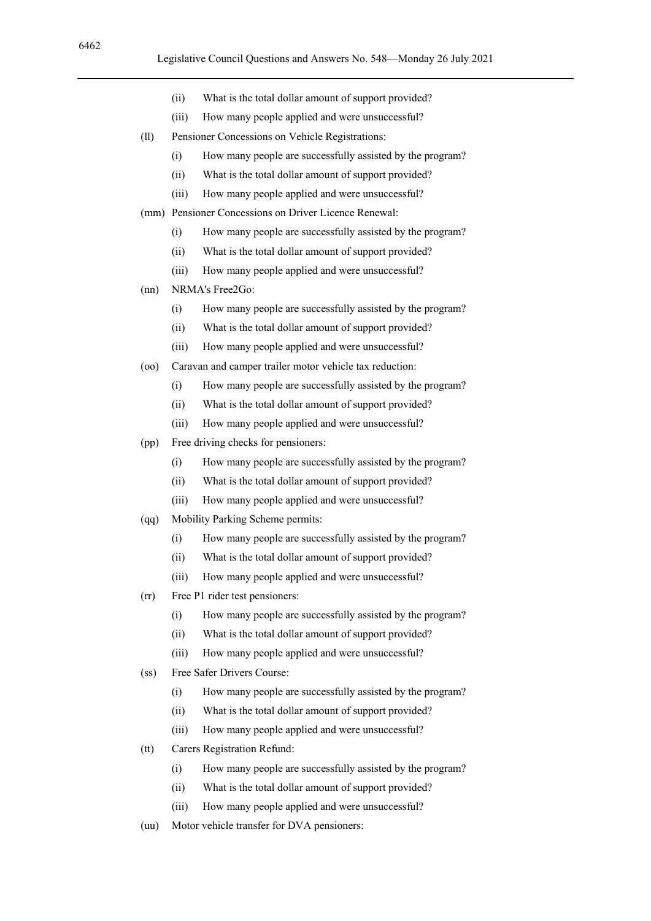(ii) What is the total dollar amount of support provided?

(iii) How many people applied and were unsuccessful?

(ll) Pensioner Concessions on Vehicle Registrations:

(i) How many people are successfully assisted by the program?

(ii) What is the total dollar amount of support provided?

(iii) How many people applied and were unsuccessful?

(mm) Pensioner Concessions on Driver Licence Renewal:

(i) How many people are successfully assisted by the program?

(ii) What is the total dollar amount of support provided?

(iii) How many people applied and were unsuccessful?

(nn) NRMA's Free2Go:

(i) How many people are successfully assisted by the program?

(ii) What is the total dollar amount of support provided?

(iii) How many people applied and were unsuccessful?

(oo) Caravan and camper trailer motor vehicle tax reduction:

(i) How many people are successfully assisted by the program?

(ii) What is the total dollar amount of support provided?

(iii) How many people applied and were unsuccessful?

(pp) Free driving checks for pensioners:

(i) How many people are successfully assisted by the program?

(ii) What is the total dollar amount of support provided?

(iii) How many people applied and were unsuccessful?

(qq) Mobility Parking Scheme permits:

(i) How many people are successfully assisted by the program?

(ii) What is the total dollar amount of support provided?

(iii) How many people applied and were unsuccessful?

(rr) Free P1 rider test pensioners:

(i) How many people are successfully assisted by the program?

(ii) What is the total dollar amount of support provided?

(iii) How many people applied and were unsuccessful?

(ss) Free Safer Drivers Course:

(i) How many people are successfully assisted by the program?

(ii) What is the total dollar amount of support provided?

(iii) How many people applied and were unsuccessful?

(tt) Carers Registration Refund:

(i) How many people are successfully assisted by the program?

(ii) What is the total dollar amount of support provided?

(iii) How many people applied and were unsuccessful?

(uu) Motor vehicle transfer for DVA pensioners: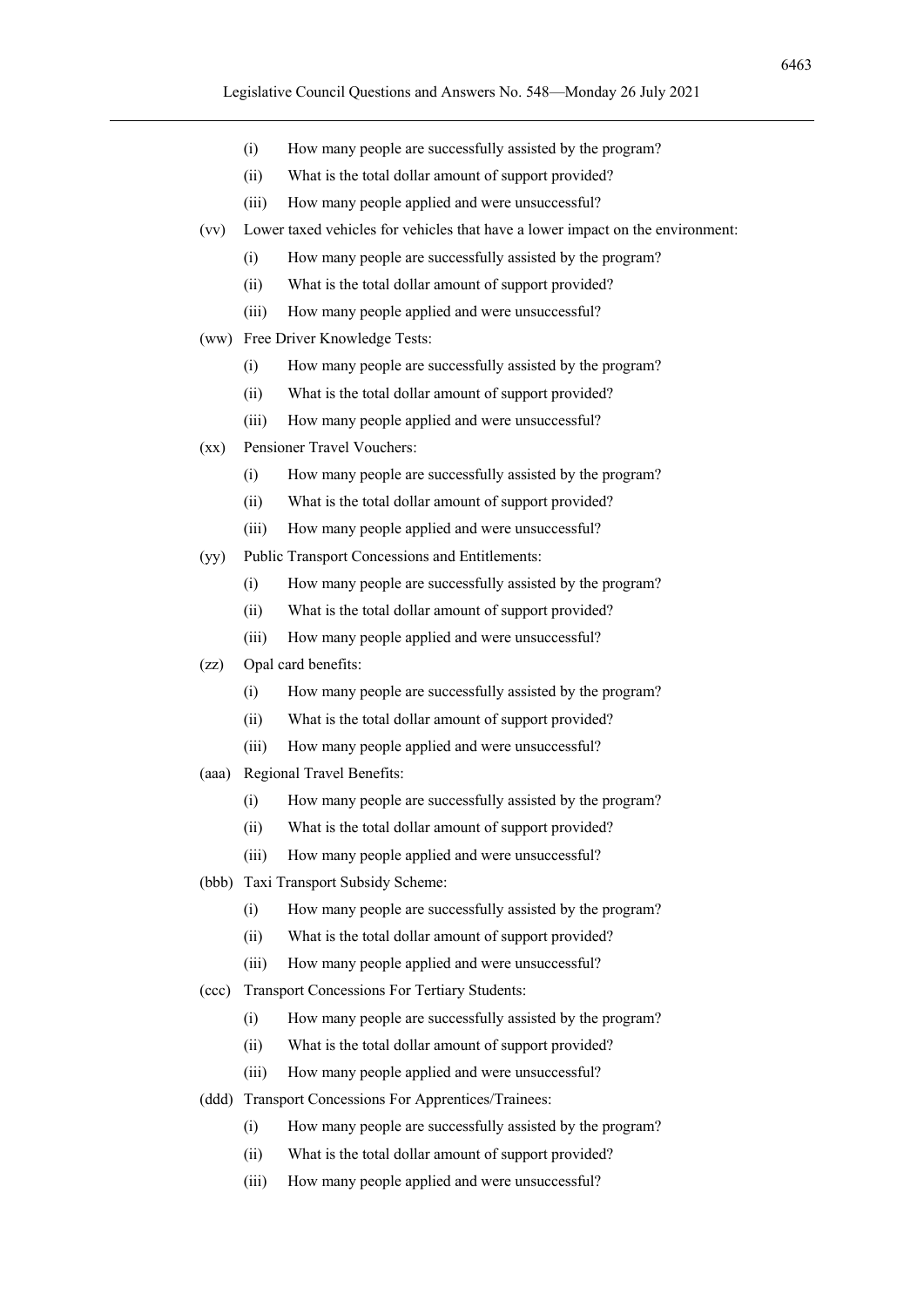(i) How many people are successfully assisted by the program?

(ii) What is the total dollar amount of support provided?

(iii) How many people applied and were unsuccessful?

(vv) Lower taxed vehicles for vehicles that have a lower impact on the environment:

(i) How many people are successfully assisted by the program?

(ii) What is the total dollar amount of support provided?

(iii) How many people applied and were unsuccessful?

(ww) Free Driver Knowledge Tests:

(i) How many people are successfully assisted by the program?

(ii) What is the total dollar amount of support provided?

(iii) How many people applied and were unsuccessful?

(xx) Pensioner Travel Vouchers:

(i) How many people are successfully assisted by the program?

(ii) What is the total dollar amount of support provided?

(iii) How many people applied and were unsuccessful?

(yy) Public Transport Concessions and Entitlements:

(i) How many people are successfully assisted by the program?

(ii) What is the total dollar amount of support provided?

(iii) How many people applied and were unsuccessful?

(zz) Opal card benefits:

(i) How many people are successfully assisted by the program?

(ii) What is the total dollar amount of support provided?

(iii) How many people applied and were unsuccessful?

(aaa) Regional Travel Benefits:

(i) How many people are successfully assisted by the program?

(ii) What is the total dollar amount of support provided?

(iii) How many people applied and were unsuccessful?

(bbb) Taxi Transport Subsidy Scheme:

(i) How many people are successfully assisted by the program?

(ii) What is the total dollar amount of support provided?

(iii) How many people applied and were unsuccessful?

(ccc) Transport Concessions For Tertiary Students:

(i) How many people are successfully assisted by the program?

(ii) What is the total dollar amount of support provided?

(iii) How many people applied and were unsuccessful?

(ddd) Transport Concessions For Apprentices/Trainees:

(i) How many people are successfully assisted by the program?

(ii) What is the total dollar amount of support provided?

(iii) How many people applied and were unsuccessful?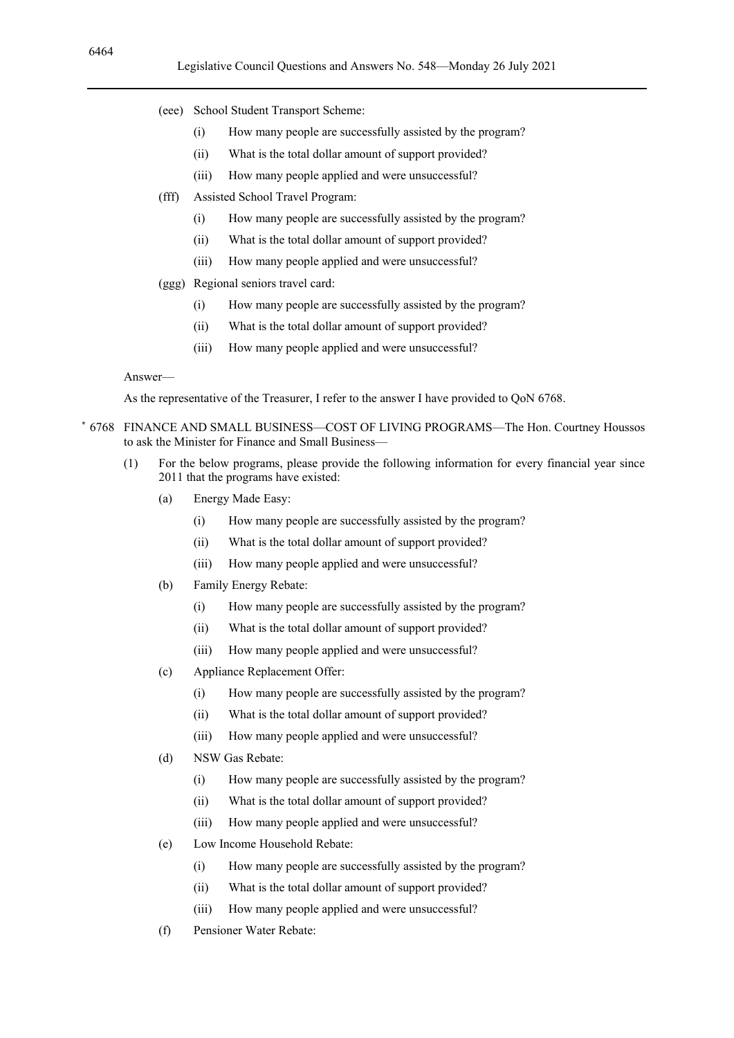(eee) School Student Transport Scheme:

(i) How many people are successfully assisted by the program?

(ii) What is the total dollar amount of support provided?

(iii) How many people applied and were unsuccessful?

(fff) Assisted School Travel Program:

(i) How many people are successfully assisted by the program?

(ii) What is the total dollar amount of support provided?

(iii) How many people applied and were unsuccessful?

(ggg) Regional seniors travel card:

(i) How many people are successfully assisted by the program?

(ii) What is the total dollar amount of support provided?

(iii) How many people applied and were unsuccessful?

Answer—

As the representative of the Treasurer, I refer to the answer I have provided to QoN 6768.

* 6768 FINANCE AND SMALL BUSINESS—COST OF LIVING PROGRAMS—The Hon. Courtney Houssos to ask the Minister for Finance and Small Business—

(1) For the below programs, please provide the following information for every financial year since 2011 that the programs have existed:

(a) Energy Made Easy:

(i) How many people are successfully assisted by the program?

(ii) What is the total dollar amount of support provided?

(iii) How many people applied and were unsuccessful?

(b) Family Energy Rebate:

(i) How many people are successfully assisted by the program?

(ii) What is the total dollar amount of support provided?

(iii) How many people applied and were unsuccessful?

(c) Appliance Replacement Offer:

(i) How many people are successfully assisted by the program?

(ii) What is the total dollar amount of support provided?

(iii) How many people applied and were unsuccessful?

(d) NSW Gas Rebate:

(i) How many people are successfully assisted by the program?

(ii) What is the total dollar amount of support provided?

(iii) How many people applied and were unsuccessful?

(e) Low Income Household Rebate:

(i) How many people are successfully assisted by the program?

(ii) What is the total dollar amount of support provided?

(iii) How many people applied and were unsuccessful?

(f) Pensioner Water Rebate: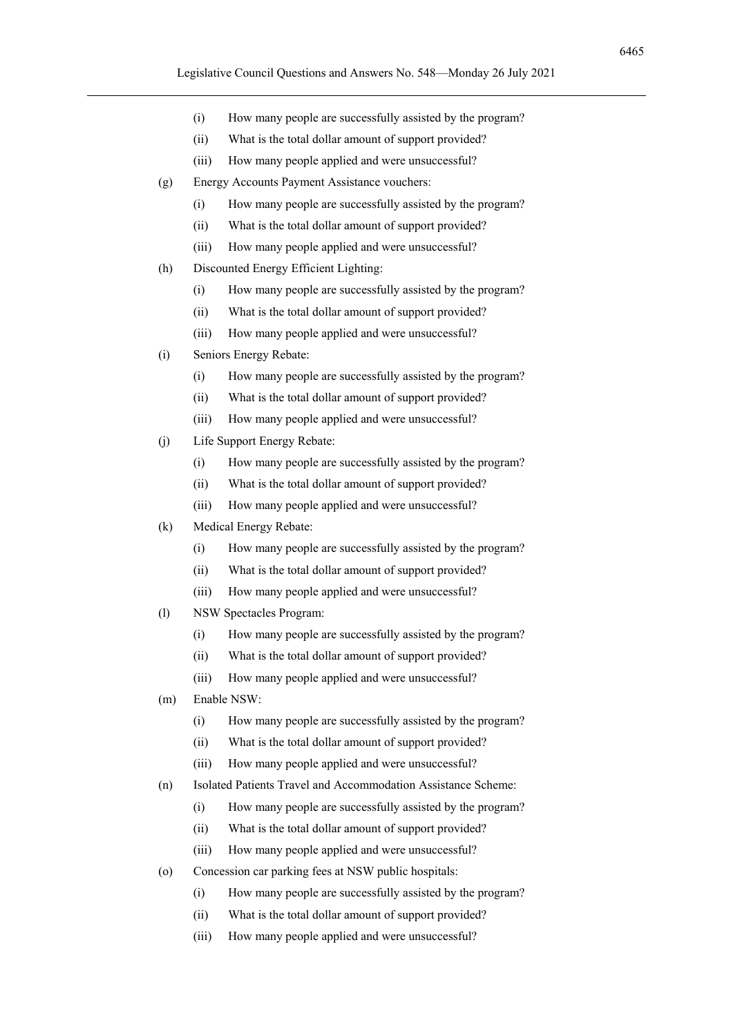(i) How many people are successfully assisted by the program?

(ii) What is the total dollar amount of support provided?

(iii) How many people applied and were unsuccessful?

(g) Energy Accounts Payment Assistance vouchers:

(i) How many people are successfully assisted by the program?

(ii) What is the total dollar amount of support provided?

(iii) How many people applied and were unsuccessful?

(h) Discounted Energy Efficient Lighting:

(i) How many people are successfully assisted by the program?

(ii) What is the total dollar amount of support provided?

(iii) How many people applied and were unsuccessful?

(i) Seniors Energy Rebate:

(i) How many people are successfully assisted by the program?

(ii) What is the total dollar amount of support provided?

(iii) How many people applied and were unsuccessful?

(j) Life Support Energy Rebate:

(i) How many people are successfully assisted by the program?

(ii) What is the total dollar amount of support provided?

(iii) How many people applied and were unsuccessful?

(k) Medical Energy Rebate:

(i) How many people are successfully assisted by the program?

(ii) What is the total dollar amount of support provided?

(iii) How many people applied and were unsuccessful?

(l) NSW Spectacles Program:

(i) How many people are successfully assisted by the program?

(ii) What is the total dollar amount of support provided?

(iii) How many people applied and were unsuccessful?

(m) Enable NSW:

(i) How many people are successfully assisted by the program?

(ii) What is the total dollar amount of support provided?

(iii) How many people applied and were unsuccessful?

(n) Isolated Patients Travel and Accommodation Assistance Scheme:

(i) How many people are successfully assisted by the program?

(ii) What is the total dollar amount of support provided?

(iii) How many people applied and were unsuccessful?

(o) Concession car parking fees at NSW public hospitals:

(i) How many people are successfully assisted by the program?

(ii) What is the total dollar amount of support provided?

(iii) How many people applied and were unsuccessful?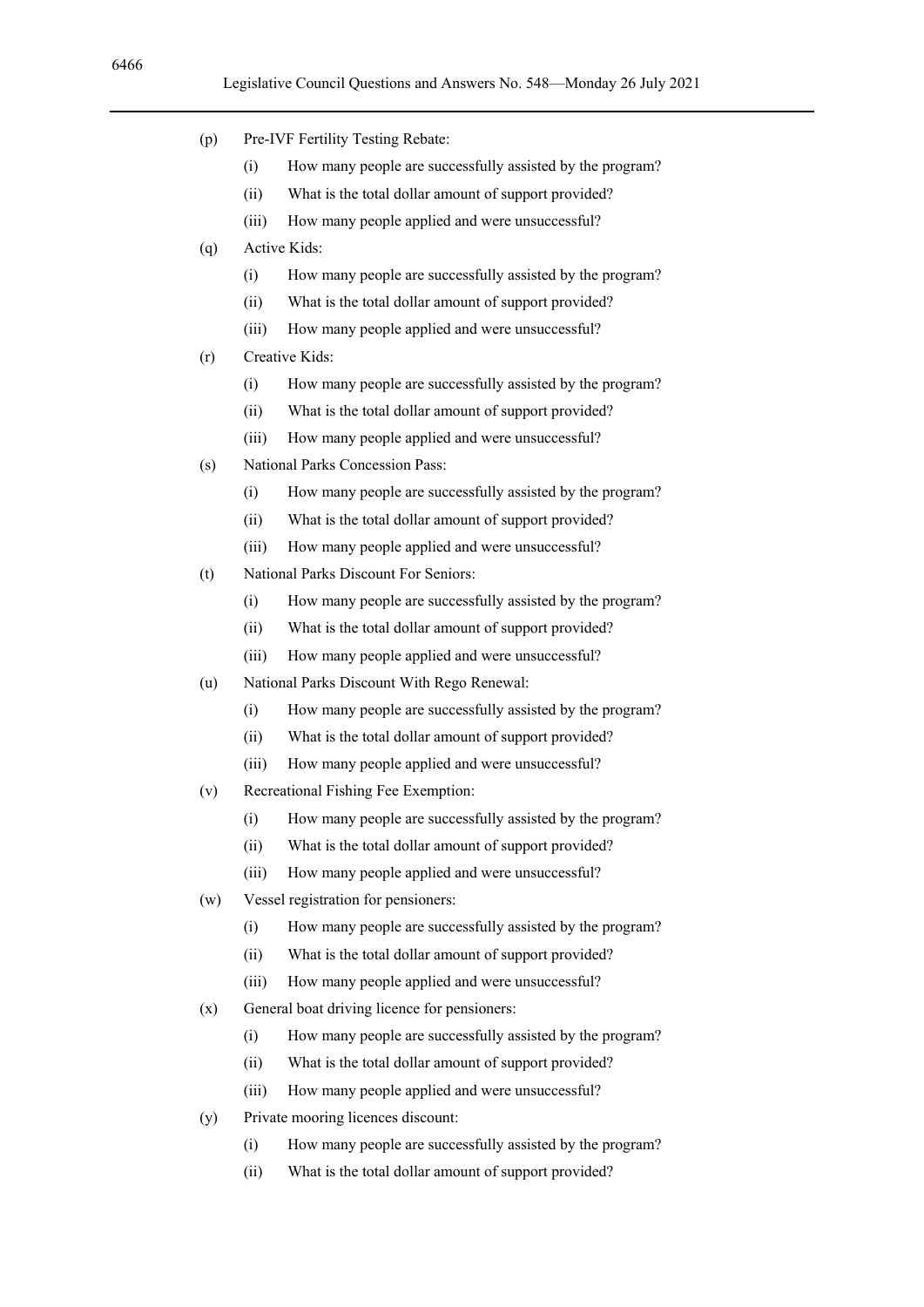(p) Pre-IVF Fertility Testing Rebate:

(i) How many people are successfully assisted by the program?

(ii) What is the total dollar amount of support provided?

(iii) How many people applied and were unsuccessful?

(q) Active Kids:

(i) How many people are successfully assisted by the program?

(ii) What is the total dollar amount of support provided?

(iii) How many people applied and were unsuccessful?

(r) Creative Kids:

(i) How many people are successfully assisted by the program?

(ii) What is the total dollar amount of support provided?

(iii) How many people applied and were unsuccessful?

(s) National Parks Concession Pass:

(i) How many people are successfully assisted by the program?

(ii) What is the total dollar amount of support provided?

(iii) How many people applied and were unsuccessful?

(t) National Parks Discount For Seniors:

(i) How many people are successfully assisted by the program?

(ii) What is the total dollar amount of support provided?

(iii) How many people applied and were unsuccessful?

(u) National Parks Discount With Rego Renewal:

(i) How many people are successfully assisted by the program?

(ii) What is the total dollar amount of support provided?

(iii) How many people applied and were unsuccessful?

(v) Recreational Fishing Fee Exemption:

(i) How many people are successfully assisted by the program?

(ii) What is the total dollar amount of support provided?

(iii) How many people applied and were unsuccessful?

(w) Vessel registration for pensioners:

(i) How many people are successfully assisted by the program?

(ii) What is the total dollar amount of support provided?

(iii) How many people applied and were unsuccessful?

(x) General boat driving licence for pensioners:

(i) How many people are successfully assisted by the program?

(ii) What is the total dollar amount of support provided?

(iii) How many people applied and were unsuccessful?

(y) Private mooring licences discount:

(i) How many people are successfully assisted by the program?

(ii) What is the total dollar amount of support provided?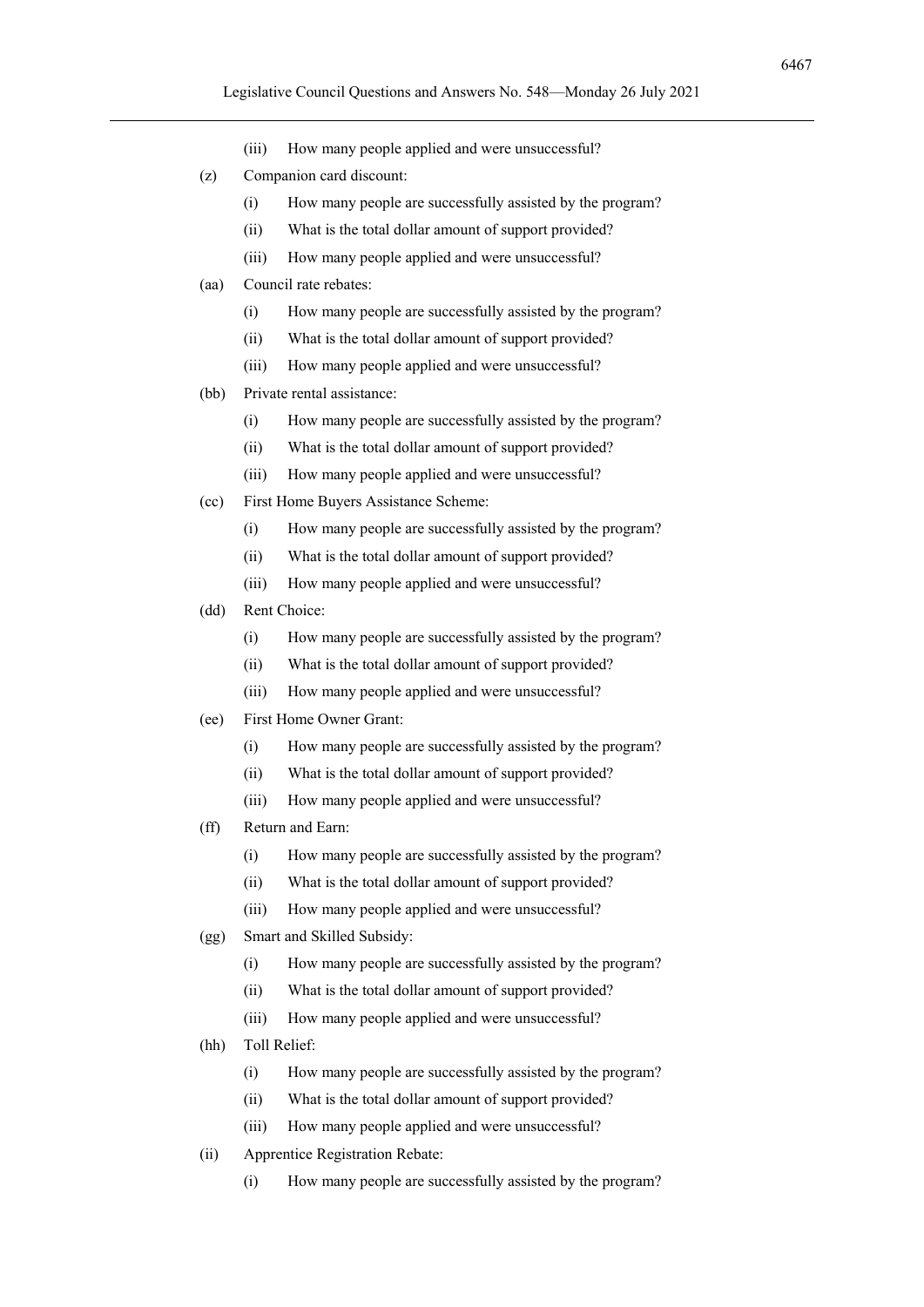(iii) How many people applied and were unsuccessful?

(z) Companion card discount:

(i) How many people are successfully assisted by the program?

(ii) What is the total dollar amount of support provided?

(iii) How many people applied and were unsuccessful?

(aa) Council rate rebates:

(i) How many people are successfully assisted by the program?

(ii) What is the total dollar amount of support provided?

(iii) How many people applied and were unsuccessful?

(bb) Private rental assistance:

(i) How many people are successfully assisted by the program?

(ii) What is the total dollar amount of support provided?

(iii) How many people applied and were unsuccessful?

(cc) First Home Buyers Assistance Scheme:

(i) How many people are successfully assisted by the program?

(ii) What is the total dollar amount of support provided?

(iii) How many people applied and were unsuccessful?

(dd) Rent Choice:

(i) How many people are successfully assisted by the program?

(ii) What is the total dollar amount of support provided?

(iii) How many people applied and were unsuccessful?

(ee) First Home Owner Grant:

(i) How many people are successfully assisted by the program?

(ii) What is the total dollar amount of support provided?

(iii) How many people applied and were unsuccessful?

(ff) Return and Earn:

(i) How many people are successfully assisted by the program?

(ii) What is the total dollar amount of support provided?

(iii) How many people applied and were unsuccessful?

(gg) Smart and Skilled Subsidy:

(i) How many people are successfully assisted by the program?

(ii) What is the total dollar amount of support provided?

(iii) How many people applied and were unsuccessful?

(hh) Toll Relief:

(i) How many people are successfully assisted by the program?

(ii) What is the total dollar amount of support provided?

(iii) How many people applied and were unsuccessful?

(ii) Apprentice Registration Rebate:

(i) How many people are successfully assisted by the program?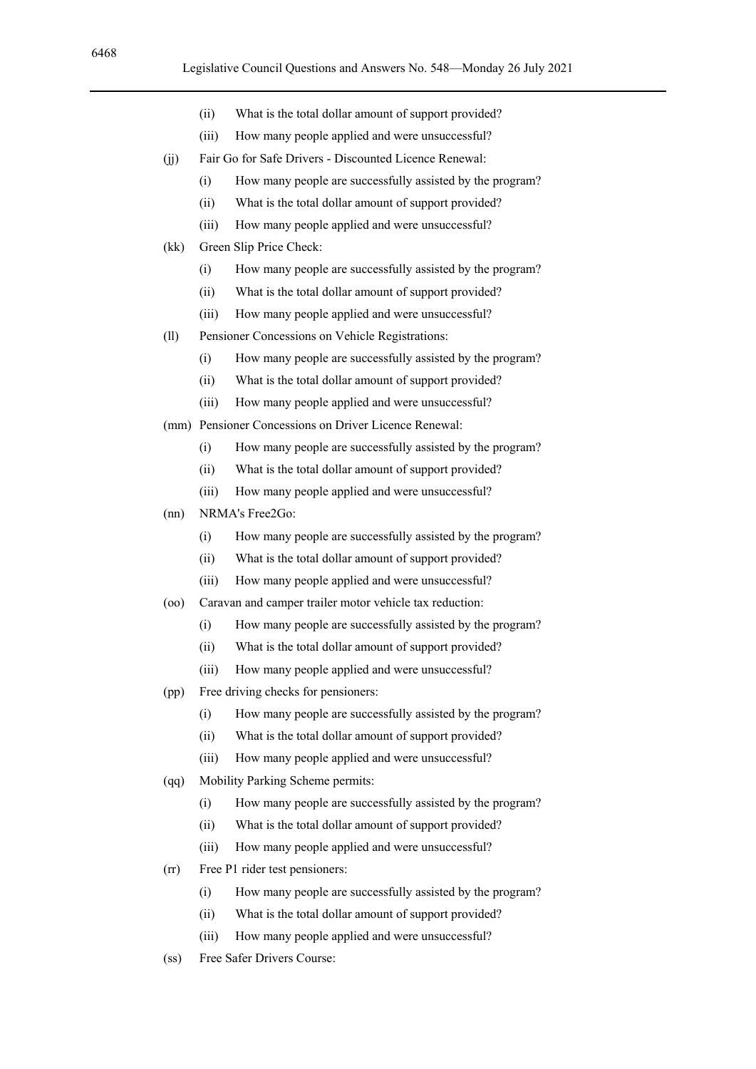(ii) What is the total dollar amount of support provided?

(iii) How many people applied and were unsuccessful?

(jj) Fair Go for Safe Drivers - Discounted Licence Renewal:

(i) How many people are successfully assisted by the program?

(ii) What is the total dollar amount of support provided?

(iii) How many people applied and were unsuccessful?

(kk) Green Slip Price Check:

(i) How many people are successfully assisted by the program?

(ii) What is the total dollar amount of support provided?

(iii) How many people applied and were unsuccessful?

(ll) Pensioner Concessions on Vehicle Registrations:

(i) How many people are successfully assisted by the program?

(ii) What is the total dollar amount of support provided?

(iii) How many people applied and were unsuccessful?

(mm) Pensioner Concessions on Driver Licence Renewal:

(i) How many people are successfully assisted by the program?

(ii) What is the total dollar amount of support provided?

(iii) How many people applied and were unsuccessful?

(nn) NRMA's Free2Go:

(i) How many people are successfully assisted by the program?

(ii) What is the total dollar amount of support provided?

(iii) How many people applied and were unsuccessful?

(oo) Caravan and camper trailer motor vehicle tax reduction:

(i) How many people are successfully assisted by the program?

(ii) What is the total dollar amount of support provided?

(iii) How many people applied and were unsuccessful?

(pp) Free driving checks for pensioners:

(i) How many people are successfully assisted by the program?

(ii) What is the total dollar amount of support provided?

(iii) How many people applied and were unsuccessful?

(qq) Mobility Parking Scheme permits:

(i) How many people are successfully assisted by the program?

(ii) What is the total dollar amount of support provided?

(iii) How many people applied and were unsuccessful?

(rr) Free P1 rider test pensioners:

(i) How many people are successfully assisted by the program?

(ii) What is the total dollar amount of support provided?

(iii) How many people applied and were unsuccessful?

(ss) Free Safer Drivers Course: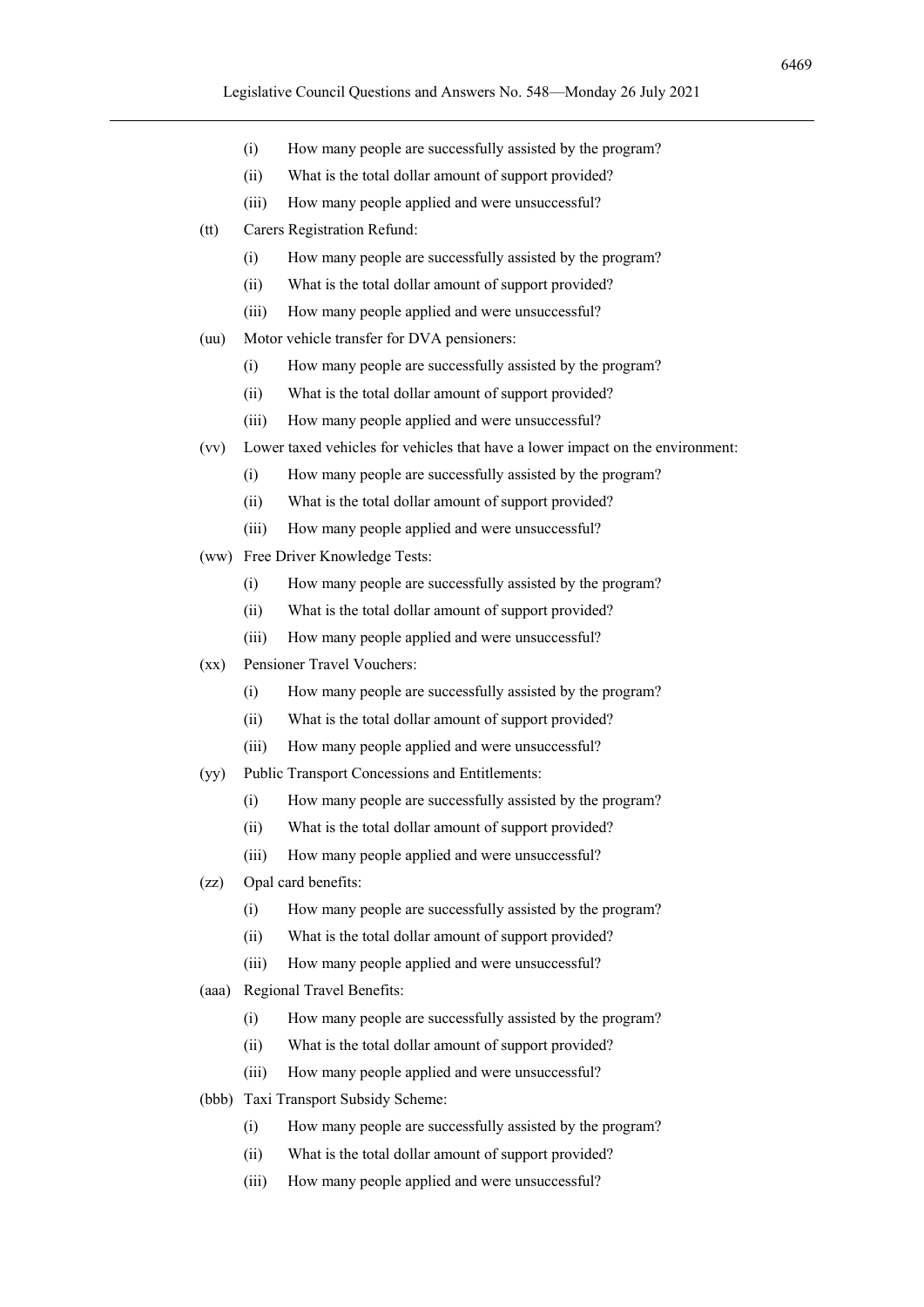(i) How many people are successfully assisted by the program?
(ii) What is the total dollar amount of support provided?
(iii) How many people applied and were unsuccessful?

(tt) Carers Registration Refund:

(i) How many people are successfully assisted by the program?
(ii) What is the total dollar amount of support provided?
(iii) How many people applied and were unsuccessful?

(uu) Motor vehicle transfer for DVA pensioners:

(i) How many people are successfully assisted by the program?
(ii) What is the total dollar amount of support provided?
(iii) How many people applied and were unsuccessful?

(vv) Lower taxed vehicles for vehicles that have a lower impact on the environment:

(i) How many people are successfully assisted by the program?
(ii) What is the total dollar amount of support provided?
(iii) How many people applied and were unsuccessful?

(ww) Free Driver Knowledge Tests:

(i) How many people are successfully assisted by the program?
(ii) What is the total dollar amount of support provided?
(iii) How many people applied and were unsuccessful?

(xx) Pensioner Travel Vouchers:

(i) How many people are successfully assisted by the program?
(ii) What is the total dollar amount of support provided?
(iii) How many people applied and were unsuccessful?

(yy) Public Transport Concessions and Entitlements:

(i) How many people are successfully assisted by the program?
(ii) What is the total dollar amount of support provided?
(iii) How many people applied and were unsuccessful?

(zz) Opal card benefits:

(i) How many people are successfully assisted by the program?
(ii) What is the total dollar amount of support provided?
(iii) How many people applied and were unsuccessful?

(aaa) Regional Travel Benefits:

(i) How many people are successfully assisted by the program?
(ii) What is the total dollar amount of support provided?
(iii) How many people applied and were unsuccessful?

(bbb) Taxi Transport Subsidy Scheme:

(i) How many people are successfully assisted by the program?
(ii) What is the total dollar amount of support provided?
(iii) How many people applied and were unsuccessful?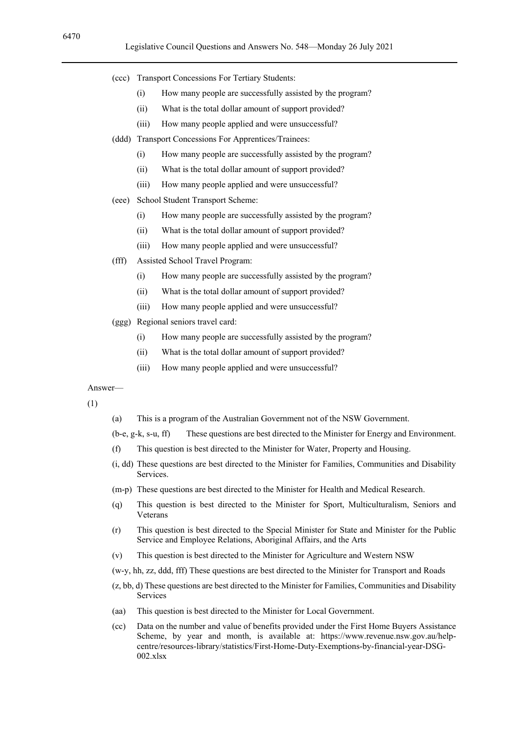(ccc) Transport Concessions For Tertiary Students:

(i) How many people are successfully assisted by the program?

(ii) What is the total dollar amount of support provided?

(iii) How many people applied and were unsuccessful?

(ddd) Transport Concessions For Apprentices/Trainees:

(i) How many people are successfully assisted by the program?

(ii) What is the total dollar amount of support provided?

(iii) How many people applied and were unsuccessful?

(eee) School Student Transport Scheme:

(i) How many people are successfully assisted by the program?

(ii) What is the total dollar amount of support provided?

(iii) How many people applied and were unsuccessful?

(fff) Assisted School Travel Program:

(i) How many people are successfully assisted by the program?

(ii) What is the total dollar amount of support provided?

(iii) How many people applied and were unsuccessful?

(ggg) Regional seniors travel card:

(i) How many people are successfully assisted by the program?

(ii) What is the total dollar amount of support provided?

(iii) How many people applied and were unsuccessful?

Answer—

(1)

(a) This is a program of the Australian Government not of the NSW Government.

(b-e, g-k, s-u, ff) These questions are best directed to the Minister for Energy and Environment.

(f) This question is best directed to the Minister for Water, Property and Housing.

(i, dd) These questions are best directed to the Minister for Families, Communities and Disability Services.

(m-p) These questions are best directed to the Minister for Health and Medical Research.

(q) This question is best directed to the Minister for Sport, Multiculturalism, Seniors and Veterans

(r) This question is best directed to the Special Minister for State and Minister for the Public Service and Employee Relations, Aboriginal Affairs, and the Arts

(v) This question is best directed to the Minister for Agriculture and Western NSW

(w-y, hh, zz, ddd, fff) These questions are best directed to the Minister for Transport and Roads

(z, bb, d) These questions are best directed to the Minister for Families, Communities and Disability Services

(aa) This question is best directed to the Minister for Local Government.

(cc) Data on the number and value of benefits provided under the First Home Buyers Assistance Scheme, by year and month, is available at: https://www.revenue.nsw.gov.au/help-centre/resources-library/statistics/First-Home-Duty-Exemptions-by-financial-year-DSG-002.xlsx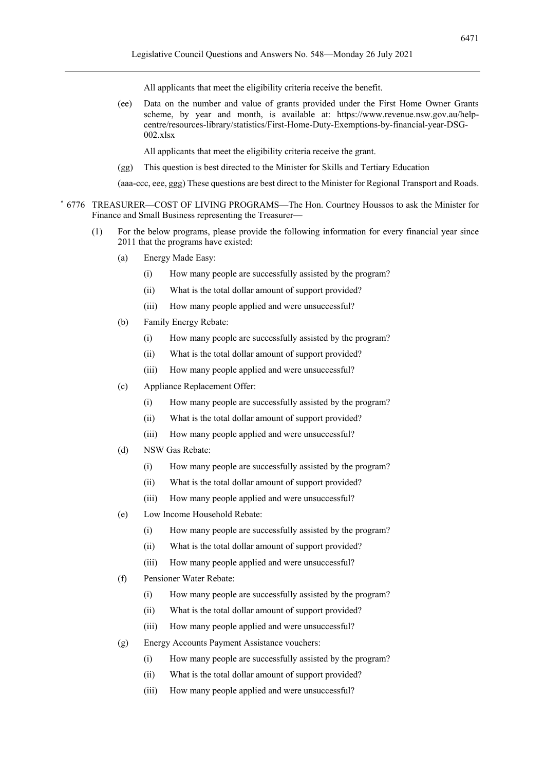All applicants that meet the eligibility criteria receive the benefit.

(ee) Data on the number and value of grants provided under the First Home Owner Grants scheme, by year and month, is available at: https://www.revenue.nsw.gov.au/help-centre/resources-library/statistics/First-Home-Duty-Exemptions-by-financial-year-DSG-002.xlsx

All applicants that meet the eligibility criteria receive the grant.

(gg) This question is best directed to the Minister for Skills and Tertiary Education

(aaa-ccc, eee, ggg) These questions are best direct to the Minister for Regional Transport and Roads.

* 6776 TREASURER—COST OF LIVING PROGRAMS—The Hon. Courtney Houssos to ask the Minister for Finance and Small Business representing the Treasurer—

(1) For the below programs, please provide the following information for every financial year since 2011 that the programs have existed:

(a) Energy Made Easy:
   - (i) How many people are successfully assisted by the program?
   - (ii) What is the total dollar amount of support provided?
   - (iii) How many people applied and were unsuccessful?

(b) Family Energy Rebate:
   - (i) How many people are successfully assisted by the program?
   - (ii) What is the total dollar amount of support provided?
   - (iii) How many people applied and were unsuccessful?

(c) Appliance Replacement Offer:
   - (i) How many people are successfully assisted by the program?
   - (ii) What is the total dollar amount of support provided?
   - (iii) How many people applied and were unsuccessful?

(d) NSW Gas Rebate:
   - (i) How many people are successfully assisted by the program?
   - (ii) What is the total dollar amount of support provided?
   - (iii) How many people applied and were unsuccessful?

(e) Low Income Household Rebate:
   - (i) How many people are successfully assisted by the program?
   - (ii) What is the total dollar amount of support provided?
   - (iii) How many people applied and were unsuccessful?

(f) Pensioner Water Rebate:
   - (i) How many people are successfully assisted by the program?
   - (ii) What is the total dollar amount of support provided?
   - (iii) How many people applied and were unsuccessful?

(g) Energy Accounts Payment Assistance vouchers:
   - (i) How many people are successfully assisted by the program?
   - (ii) What is the total dollar amount of support provided?
   - (iii) How many people applied and were unsuccessful?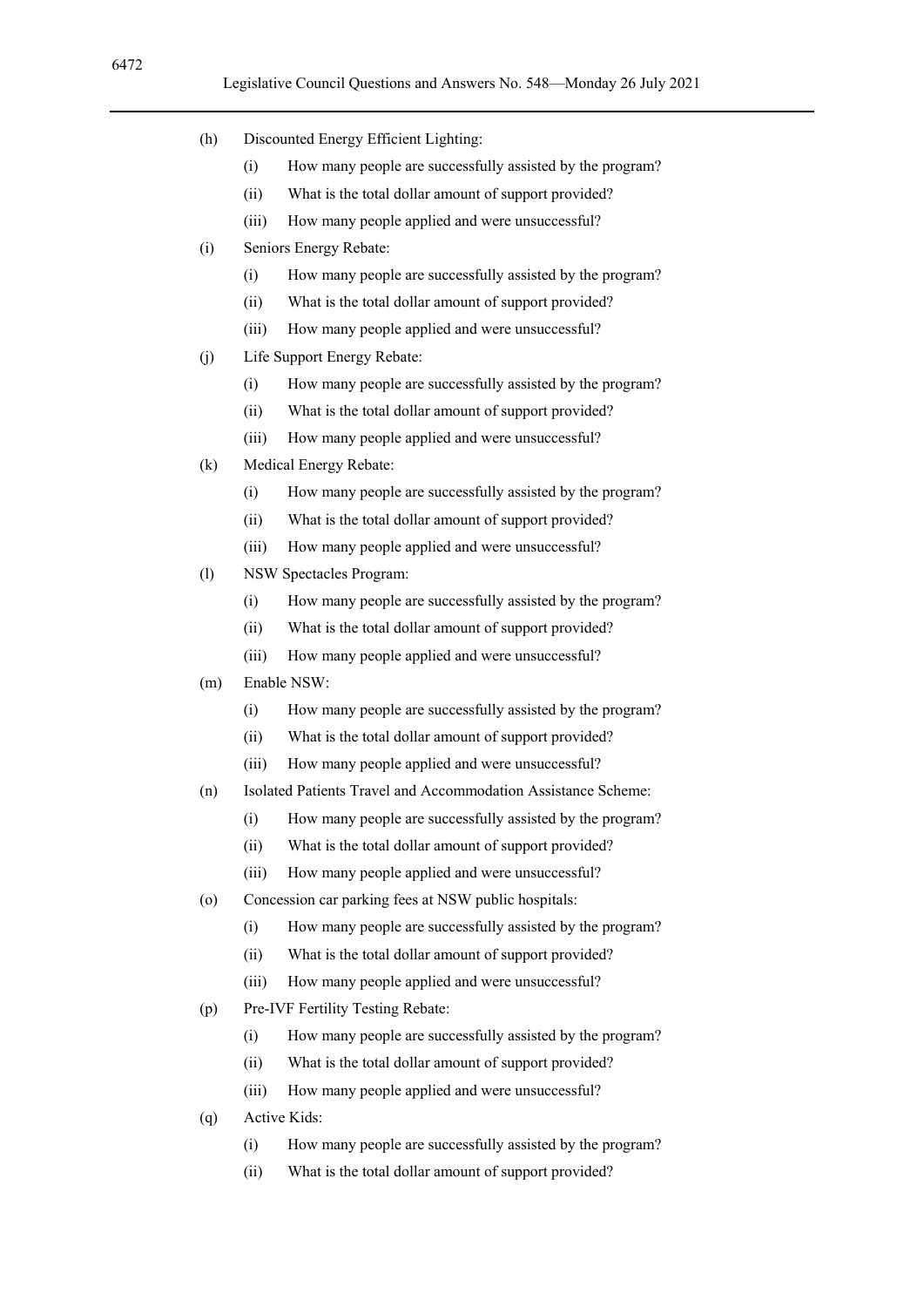(h) Discounted Energy Efficient Lighting:
   (i) How many people are successfully assisted by the program?
   (ii) What is the total dollar amount of support provided?
   (iii) How many people applied and were unsuccessful?

(i) Seniors Energy Rebate:
   (i) How many people are successfully assisted by the program?
   (ii) What is the total dollar amount of support provided?
   (iii) How many people applied and were unsuccessful?

(j) Life Support Energy Rebate:
   (i) How many people are successfully assisted by the program?
   (ii) What is the total dollar amount of support provided?
   (iii) How many people applied and were unsuccessful?

(k) Medical Energy Rebate:
   (i) How many people are successfully assisted by the program?
   (ii) What is the total dollar amount of support provided?
   (iii) How many people applied and were unsuccessful?

(l) NSW Spectacles Program:
   (i) How many people are successfully assisted by the program?
   (ii) What is the total dollar amount of support provided?
   (iii) How many people applied and were unsuccessful?

(m) Enable NSW:
   (i) How many people are successfully assisted by the program?
   (ii) What is the total dollar amount of support provided?
   (iii) How many people applied and were unsuccessful?

(n) Isolated Patients Travel and Accommodation Assistance Scheme:
   (i) How many people are successfully assisted by the program?
   (ii) What is the total dollar amount of support provided?
   (iii) How many people applied and were unsuccessful?

(o) Concession car parking fees at NSW public hospitals:
   (i) How many people are successfully assisted by the program?
   (ii) What is the total dollar amount of support provided?
   (iii) How many people applied and were unsuccessful?

(p) Pre-IVF Fertility Testing Rebate:
   (i) How many people are successfully assisted by the program?
   (ii) What is the total dollar amount of support provided?
   (iii) How many people applied and were unsuccessful?

(q) Active Kids:
   (i) How many people are successfully assisted by the program?
   (ii) What is the total dollar amount of support provided?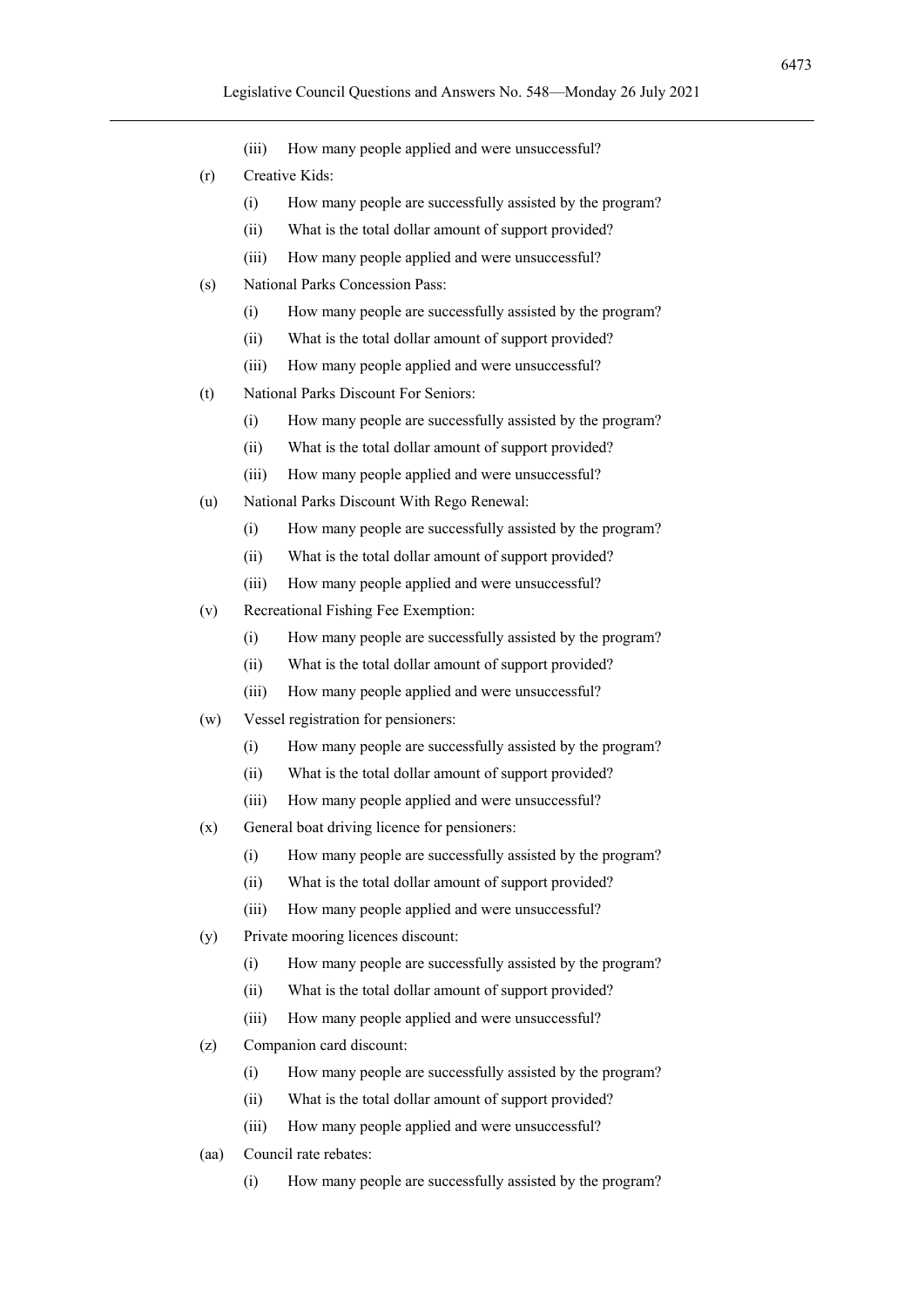(iii) How many people applied and were unsuccessful?

(r) Creative Kids:

(i) How many people are successfully assisted by the program?

(ii) What is the total dollar amount of support provided?

(iii) How many people applied and were unsuccessful?

(s) National Parks Concession Pass:

(i) How many people are successfully assisted by the program?

(ii) What is the total dollar amount of support provided?

(iii) How many people applied and were unsuccessful?

(t) National Parks Discount For Seniors:

(i) How many people are successfully assisted by the program?

(ii) What is the total dollar amount of support provided?

(iii) How many people applied and were unsuccessful?

(u) National Parks Discount With Rego Renewal:

(i) How many people are successfully assisted by the program?

(ii) What is the total dollar amount of support provided?

(iii) How many people applied and were unsuccessful?

(v) Recreational Fishing Fee Exemption:

(i) How many people are successfully assisted by the program?

(ii) What is the total dollar amount of support provided?

(iii) How many people applied and were unsuccessful?

(w) Vessel registration for pensioners:

(i) How many people are successfully assisted by the program?

(ii) What is the total dollar amount of support provided?

(iii) How many people applied and were unsuccessful?

(x) General boat driving licence for pensioners:

(i) How many people are successfully assisted by the program?

(ii) What is the total dollar amount of support provided?

(iii) How many people applied and were unsuccessful?

(y) Private mooring licences discount:

(i) How many people are successfully assisted by the program?

(ii) What is the total dollar amount of support provided?

(iii) How many people applied and were unsuccessful?

(z) Companion card discount:

(i) How many people are successfully assisted by the program?

(ii) What is the total dollar amount of support provided?

(iii) How many people applied and were unsuccessful?

(aa) Council rate rebates:

(i) How many people are successfully assisted by the program?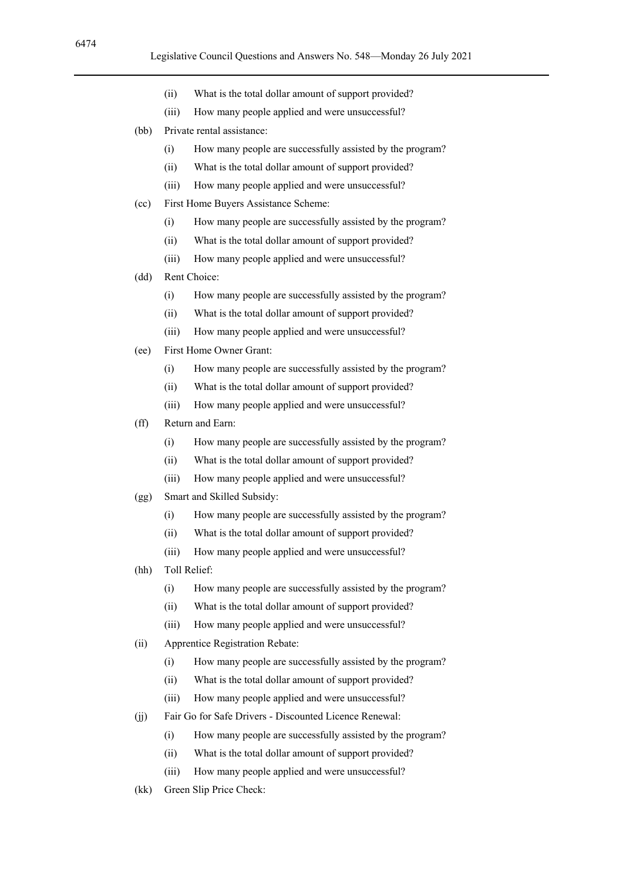(ii) What is the total dollar amount of support provided?

(iii) How many people applied and were unsuccessful?

(bb) Private rental assistance:

(i) How many people are successfully assisted by the program?

(ii) What is the total dollar amount of support provided?

(iii) How many people applied and were unsuccessful?

(cc) First Home Buyers Assistance Scheme:

(i) How many people are successfully assisted by the program?

(ii) What is the total dollar amount of support provided?

(iii) How many people applied and were unsuccessful?

(dd) Rent Choice:

(i) How many people are successfully assisted by the program?

(ii) What is the total dollar amount of support provided?

(iii) How many people applied and were unsuccessful?

(ee) First Home Owner Grant:

(i) How many people are successfully assisted by the program?

(ii) What is the total dollar amount of support provided?

(iii) How many people applied and were unsuccessful?

(ff) Return and Earn:

(i) How many people are successfully assisted by the program?

(ii) What is the total dollar amount of support provided?

(iii) How many people applied and were unsuccessful?

(gg) Smart and Skilled Subsidy:

(i) How many people are successfully assisted by the program?

(ii) What is the total dollar amount of support provided?

(iii) How many people applied and were unsuccessful?

(hh) Toll Relief:

(i) How many people are successfully assisted by the program?

(ii) What is the total dollar amount of support provided?

(iii) How many people applied and were unsuccessful?

(ii) Apprentice Registration Rebate:

(i) How many people are successfully assisted by the program?

(ii) What is the total dollar amount of support provided?

(iii) How many people applied and were unsuccessful?

(jj) Fair Go for Safe Drivers - Discounted Licence Renewal:

(i) How many people are successfully assisted by the program?

(ii) What is the total dollar amount of support provided?

(iii) How many people applied and were unsuccessful?

(kk) Green Slip Price Check: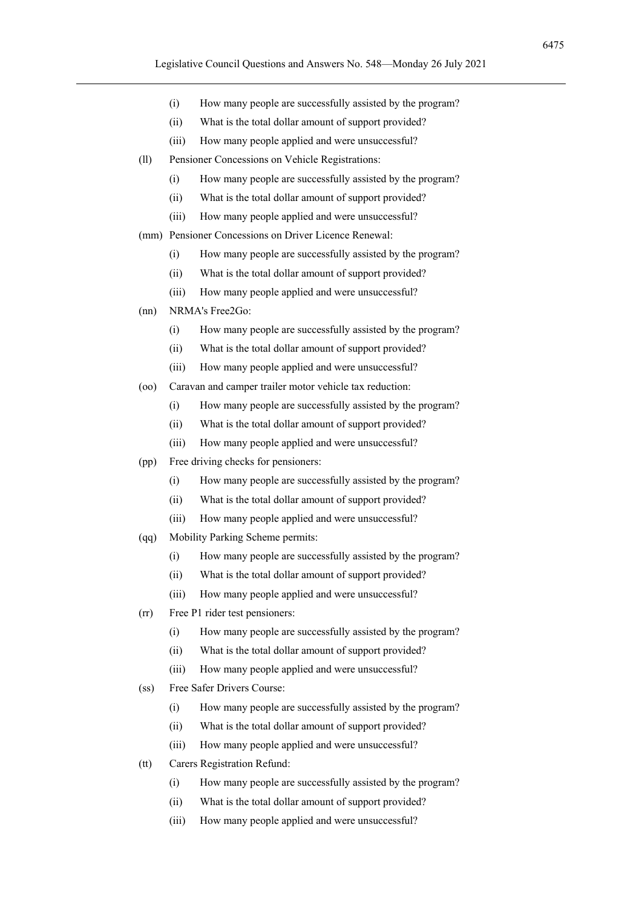(i) How many people are successfully assisted by the program?

(ii) What is the total dollar amount of support provided?

(iii) How many people applied and were unsuccessful?

(ll) Pensioner Concessions on Vehicle Registrations:

(i) How many people are successfully assisted by the program?

(ii) What is the total dollar amount of support provided?

(iii) How many people applied and were unsuccessful?

(mm) Pensioner Concessions on Driver Licence Renewal:

(i) How many people are successfully assisted by the program?

(ii) What is the total dollar amount of support provided?

(iii) How many people applied and were unsuccessful?

(nn) NRMA's Free2Go:

(i) How many people are successfully assisted by the program?

(ii) What is the total dollar amount of support provided?

(iii) How many people applied and were unsuccessful?

(oo) Caravan and camper trailer motor vehicle tax reduction:

(i) How many people are successfully assisted by the program?

(ii) What is the total dollar amount of support provided?

(iii) How many people applied and were unsuccessful?

(pp) Free driving checks for pensioners:

(i) How many people are successfully assisted by the program?

(ii) What is the total dollar amount of support provided?

(iii) How many people applied and were unsuccessful?

(qq) Mobility Parking Scheme permits:

(i) How many people are successfully assisted by the program?

(ii) What is the total dollar amount of support provided?

(iii) How many people applied and were unsuccessful?

(rr) Free P1 rider test pensioners:

(i) How many people are successfully assisted by the program?

(ii) What is the total dollar amount of support provided?

(iii) How many people applied and were unsuccessful?

(ss) Free Safer Drivers Course:

(i) How many people are successfully assisted by the program?

(ii) What is the total dollar amount of support provided?

(iii) How many people applied and were unsuccessful?

(tt) Carers Registration Refund:

(i) How many people are successfully assisted by the program?

(ii) What is the total dollar amount of support provided?

(iii) How many people applied and were unsuccessful?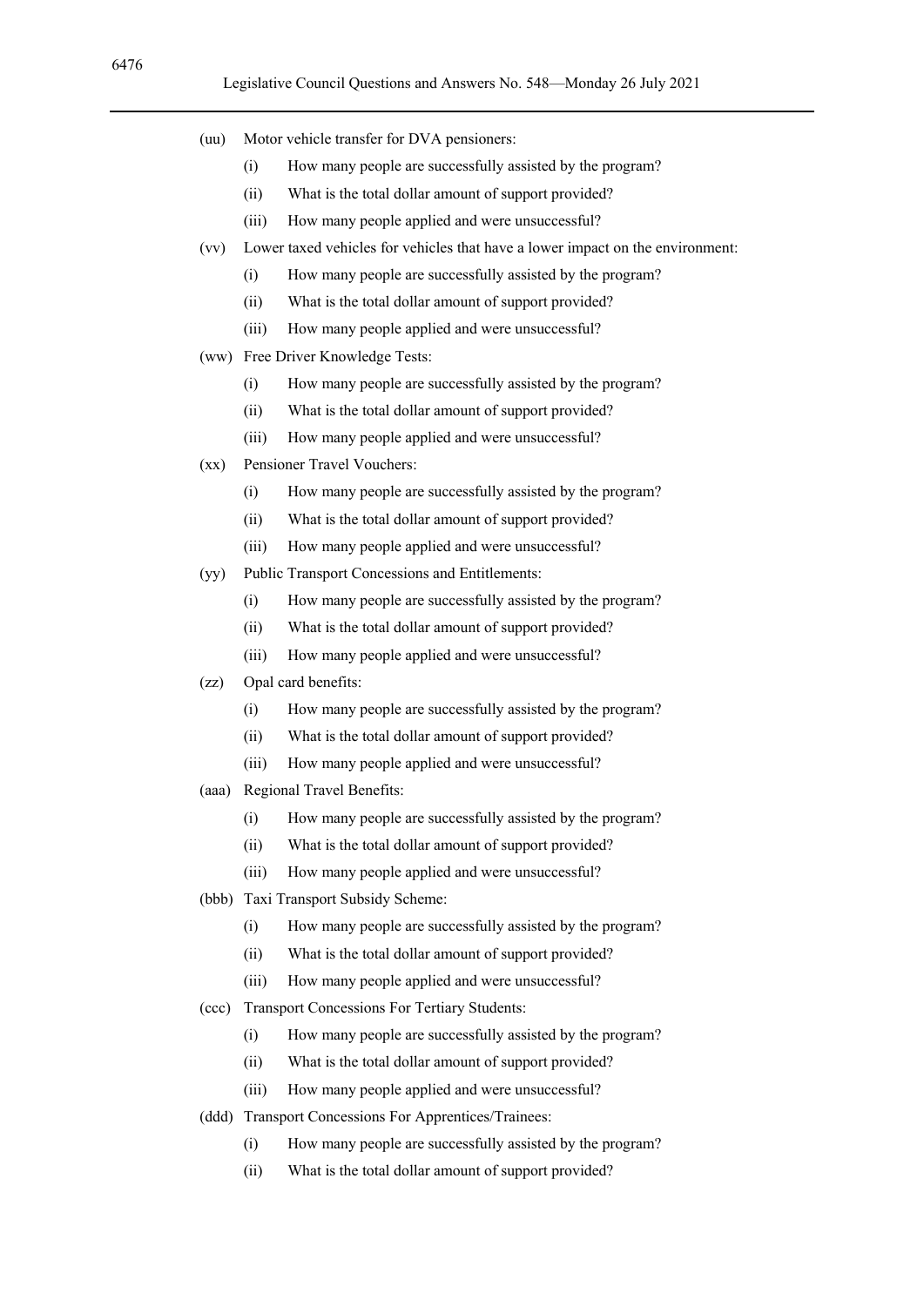(uu) Motor vehicle transfer for DVA pensioners:

   (i) How many people are successfully assisted by the program?

   (ii) What is the total dollar amount of support provided?

   (iii) How many people applied and were unsuccessful?

(vv) Lower taxed vehicles for vehicles that have a lower impact on the environment:

   (i) How many people are successfully assisted by the program?

   (ii) What is the total dollar amount of support provided?

   (iii) How many people applied and were unsuccessful?

(ww) Free Driver Knowledge Tests:

   (i) How many people are successfully assisted by the program?

   (ii) What is the total dollar amount of support provided?

   (iii) How many people applied and were unsuccessful?

(xx) Pensioner Travel Vouchers:

   (i) How many people are successfully assisted by the program?

   (ii) What is the total dollar amount of support provided?

   (iii) How many people applied and were unsuccessful?

(yy) Public Transport Concessions and Entitlements:

   (i) How many people are successfully assisted by the program?

   (ii) What is the total dollar amount of support provided?

   (iii) How many people applied and were unsuccessful?

(zz) Opal card benefits:

   (i) How many people are successfully assisted by the program?

   (ii) What is the total dollar amount of support provided?

   (iii) How many people applied and were unsuccessful?

(aaa) Regional Travel Benefits:

   (i) How many people are successfully assisted by the program?

   (ii) What is the total dollar amount of support provided?

   (iii) How many people applied and were unsuccessful?

(bbb) Taxi Transport Subsidy Scheme:

   (i) How many people are successfully assisted by the program?

   (ii) What is the total dollar amount of support provided?

   (iii) How many people applied and were unsuccessful?

(ccc) Transport Concessions For Tertiary Students:

   (i) How many people are successfully assisted by the program?

   (ii) What is the total dollar amount of support provided?

   (iii) How many people applied and were unsuccessful?

(ddd) Transport Concessions For Apprentices/Trainees:

   (i) How many people are successfully assisted by the program?

   (ii) What is the total dollar amount of support provided?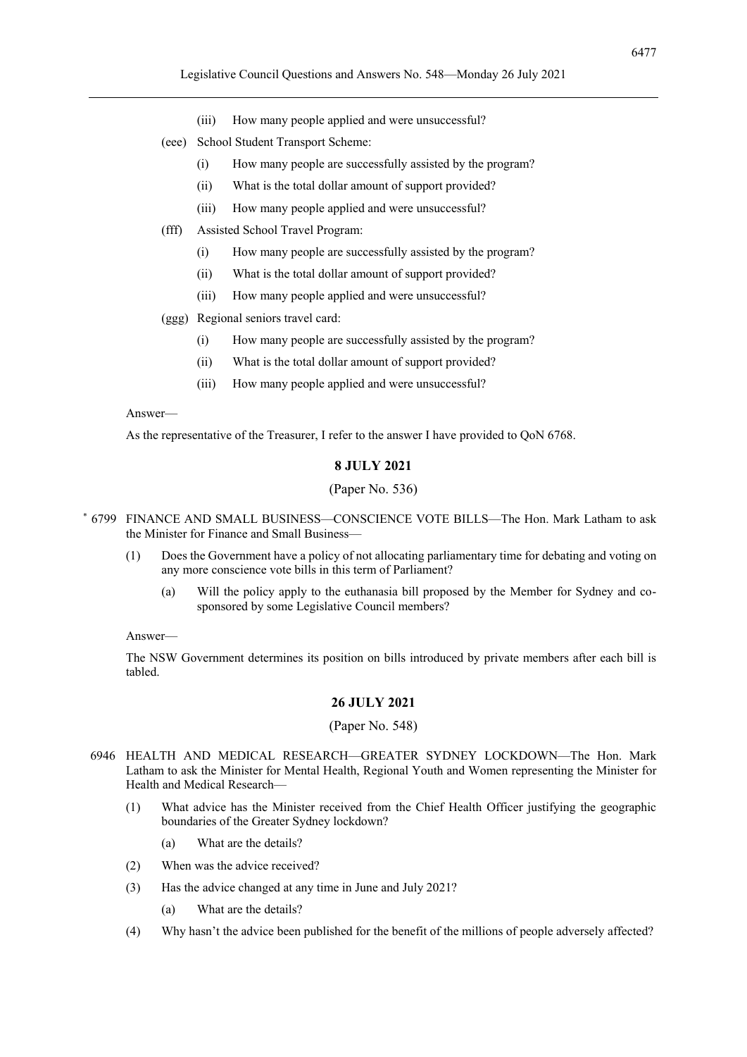(iii) How many people applied and were unsuccessful?

(eee) School Student Transport Scheme:

(i) How many people are successfully assisted by the program?

(ii) What is the total dollar amount of support provided?

(iii) How many people applied and were unsuccessful?

(fff) Assisted School Travel Program:

(i) How many people are successfully assisted by the program?

(ii) What is the total dollar amount of support provided?

(iii) How many people applied and were unsuccessful?

(ggg) Regional seniors travel card:

(i) How many people are successfully assisted by the program?

(ii) What is the total dollar amount of support provided?

(iii) How many people applied and were unsuccessful?

Answer—

As the representative of the Treasurer, I refer to the answer I have provided to QoN 6768.

## 8 JULY 2021

(Paper No. 536)

* 6799 FINANCE AND SMALL BUSINESS—CONSCIENCE VOTE BILLS—The Hon. Mark Latham to ask the Minister for Finance and Small Business—

(1) Does the Government have a policy of not allocating parliamentary time for debating and voting on any more conscience vote bills in this term of Parliament?

(a) Will the policy apply to the euthanasia bill proposed by the Member for Sydney and co-sponsored by some Legislative Council members?

Answer—

The NSW Government determines its position on bills introduced by private members after each bill is tabled.

## 26 JULY 2021

(Paper No. 548)

6946 HEALTH AND MEDICAL RESEARCH—GREATER SYDNEY LOCKDOWN—The Hon. Mark Latham to ask the Minister for Mental Health, Regional Youth and Women representing the Minister for Health and Medical Research—

(1) What advice has the Minister received from the Chief Health Officer justifying the geographic boundaries of the Greater Sydney lockdown?

(a) What are the details?

(2) When was the advice received?

(3) Has the advice changed at any time in June and July 2021?

(a) What are the details?

(4) Why hasn't the advice been published for the benefit of the millions of people adversely affected?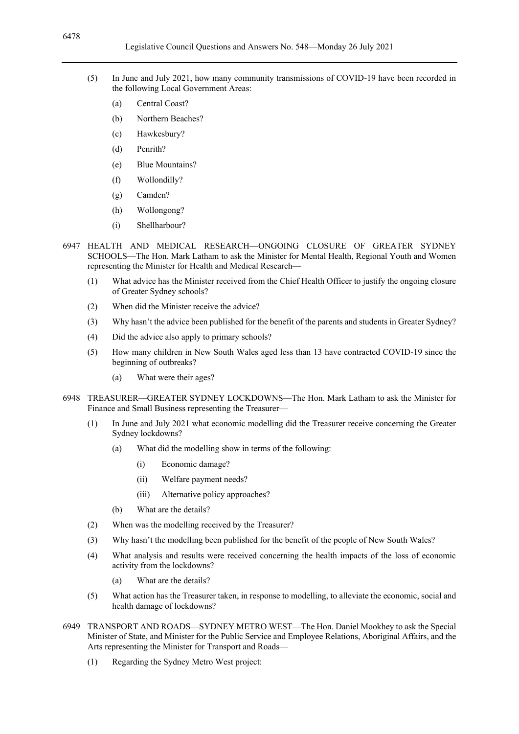(5) In June and July 2021, how many community transmissions of COVID-19 have been recorded in the following Local Government Areas:

  (a) Central Coast?

  (b) Northern Beaches?

  (c) Hawkesbury?

  (d) Penrith?

  (e) Blue Mountains?

  (f) Wollondilly?

  (g) Camden?

  (h) Wollongong?

  (i) Shellharbour?

6947 HEALTH AND MEDICAL RESEARCH—ONGOING CLOSURE OF GREATER SYDNEY SCHOOLS—The Hon. Mark Latham to ask the Minister for Mental Health, Regional Youth and Women representing the Minister for Health and Medical Research—

(1) What advice has the Minister received from the Chief Health Officer to justify the ongoing closure of Greater Sydney schools?

(2) When did the Minister receive the advice?

(3) Why hasn't the advice been published for the benefit of the parents and students in Greater Sydney?

(4) Did the advice also apply to primary schools?

(5) How many children in New South Wales aged less than 13 have contracted COVID-19 since the beginning of outbreaks?

  (a) What were their ages?

6948 TREASURER—GREATER SYDNEY LOCKDOWNS—The Hon. Mark Latham to ask the Minister for Finance and Small Business representing the Treasurer—

(1) In June and July 2021 what economic modelling did the Treasurer receive concerning the Greater Sydney lockdowns?

  (a) What did the modelling show in terms of the following:

    (i) Economic damage?

    (ii) Welfare payment needs?

    (iii) Alternative policy approaches?

  (b) What are the details?

(2) When was the modelling received by the Treasurer?

(3) Why hasn't the modelling been published for the benefit of the people of New South Wales?

(4) What analysis and results were received concerning the health impacts of the loss of economic activity from the lockdowns?

  (a) What are the details?

(5) What action has the Treasurer taken, in response to modelling, to alleviate the economic, social and health damage of lockdowns?

6949 TRANSPORT AND ROADS—SYDNEY METRO WEST—The Hon. Daniel Mookhey to ask the Special Minister of State, and Minister for the Public Service and Employee Relations, Aboriginal Affairs, and the Arts representing the Minister for Transport and Roads—

(1) Regarding the Sydney Metro West project: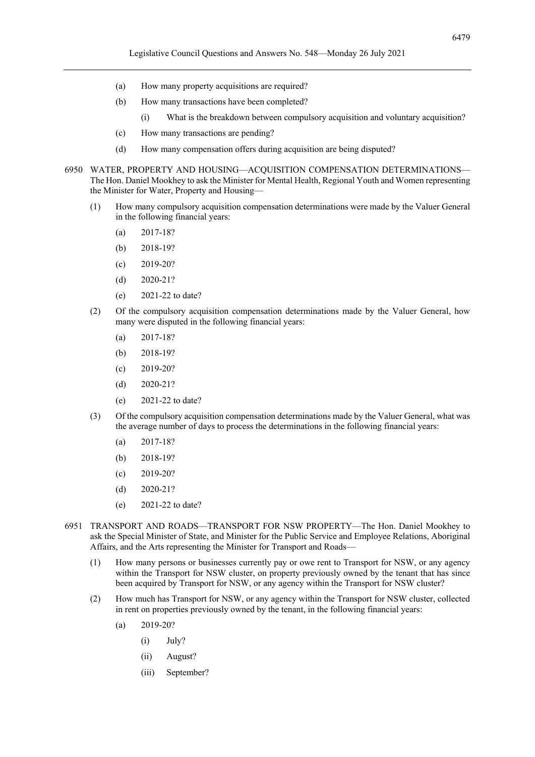(a) How many property acquisitions are required?

(b) How many transactions have been completed?

   (i) What is the breakdown between compulsory acquisition and voluntary acquisition?

(c) How many transactions are pending?

(d) How many compensation offers during acquisition are being disputed?

6950 WATER, PROPERTY AND HOUSING—ACQUISITION COMPENSATION DETERMINATIONS—The Hon. Daniel Mookhey to ask the Minister for Mental Health, Regional Youth and Women representing the Minister for Water, Property and Housing—

(1) How many compulsory acquisition compensation determinations were made by the Valuer General in the following financial years:

   (a) 2017-18?

   (b) 2018-19?

   (c) 2019-20?

   (d) 2020-21?

   (e) 2021-22 to date?

(2) Of the compulsory acquisition compensation determinations made by the Valuer General, how many were disputed in the following financial years:

   (a) 2017-18?

   (b) 2018-19?

   (c) 2019-20?

   (d) 2020-21?

   (e) 2021-22 to date?

(3) Of the compulsory acquisition compensation determinations made by the Valuer General, what was the average number of days to process the determinations in the following financial years:

   (a) 2017-18?

   (b) 2018-19?

   (c) 2019-20?

   (d) 2020-21?

   (e) 2021-22 to date?

6951 TRANSPORT AND ROADS—TRANSPORT FOR NSW PROPERTY—The Hon. Daniel Mookhey to ask the Special Minister of State, and Minister for the Public Service and Employee Relations, Aboriginal Affairs, and the Arts representing the Minister for Transport and Roads—

(1) How many persons or businesses currently pay or owe rent to Transport for NSW, or any agency within the Transport for NSW cluster, on property previously owned by the tenant that has since been acquired by Transport for NSW, or any agency within the Transport for NSW cluster?

(2) How much has Transport for NSW, or any agency within the Transport for NSW cluster, collected in rent on properties previously owned by the tenant, in the following financial years:

   (a) 2019-20?

      (i) July?

      (ii) August?

      (iii) September?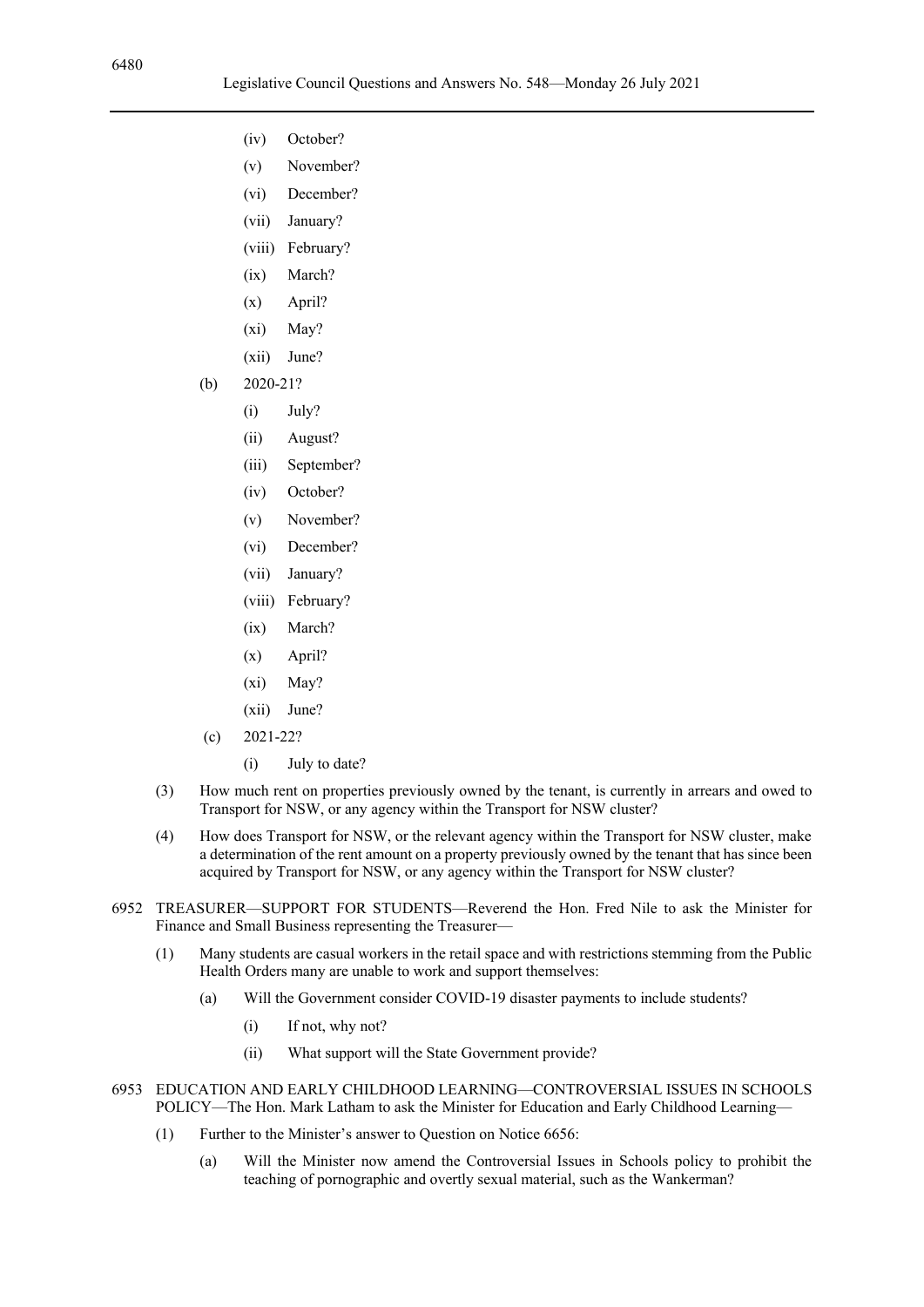- (iv) October?
- (v) November?
- (vi) December?
- (vii) January?
- (viii) February?
- (ix) March?
- (x) April?
- (xi) May?
- (xii) June?

(b) 2020-21?

- (i) July?
- (ii) August?
- (iii) September?
- (iv) October?
- (v) November?
- (vi) December?
- (vii) January?
- (viii) February?
- (ix) March?
- (x) April?
- (xi) May?
- (xii) June?

(c) 2021-22?

- (i) July to date?

(3) How much rent on properties previously owned by the tenant, is currently in arrears and owed to Transport for NSW, or any agency within the Transport for NSW cluster?

(4) How does Transport for NSW, or the relevant agency within the Transport for NSW cluster, make a determination of the rent amount on a property previously owned by the tenant that has since been acquired by Transport for NSW, or any agency within the Transport for NSW cluster?

6952 TREASURER—SUPPORT FOR STUDENTS—Reverend the Hon. Fred Nile to ask the Minister for Finance and Small Business representing the Treasurer—

(1) Many students are casual workers in the retail space and with restrictions stemming from the Public Health Orders many are unable to work and support themselves:

(a) Will the Government consider COVID-19 disaster payments to include students?

- (i) If not, why not?
- (ii) What support will the State Government provide?

6953 EDUCATION AND EARLY CHILDHOOD LEARNING—CONTROVERSIAL ISSUES IN SCHOOLS POLICY—The Hon. Mark Latham to ask the Minister for Education and Early Childhood Learning—

(1) Further to the Minister's answer to Question on Notice 6656:

(a) Will the Minister now amend the Controversial Issues in Schools policy to prohibit the teaching of pornographic and overtly sexual material, such as the Wankerman?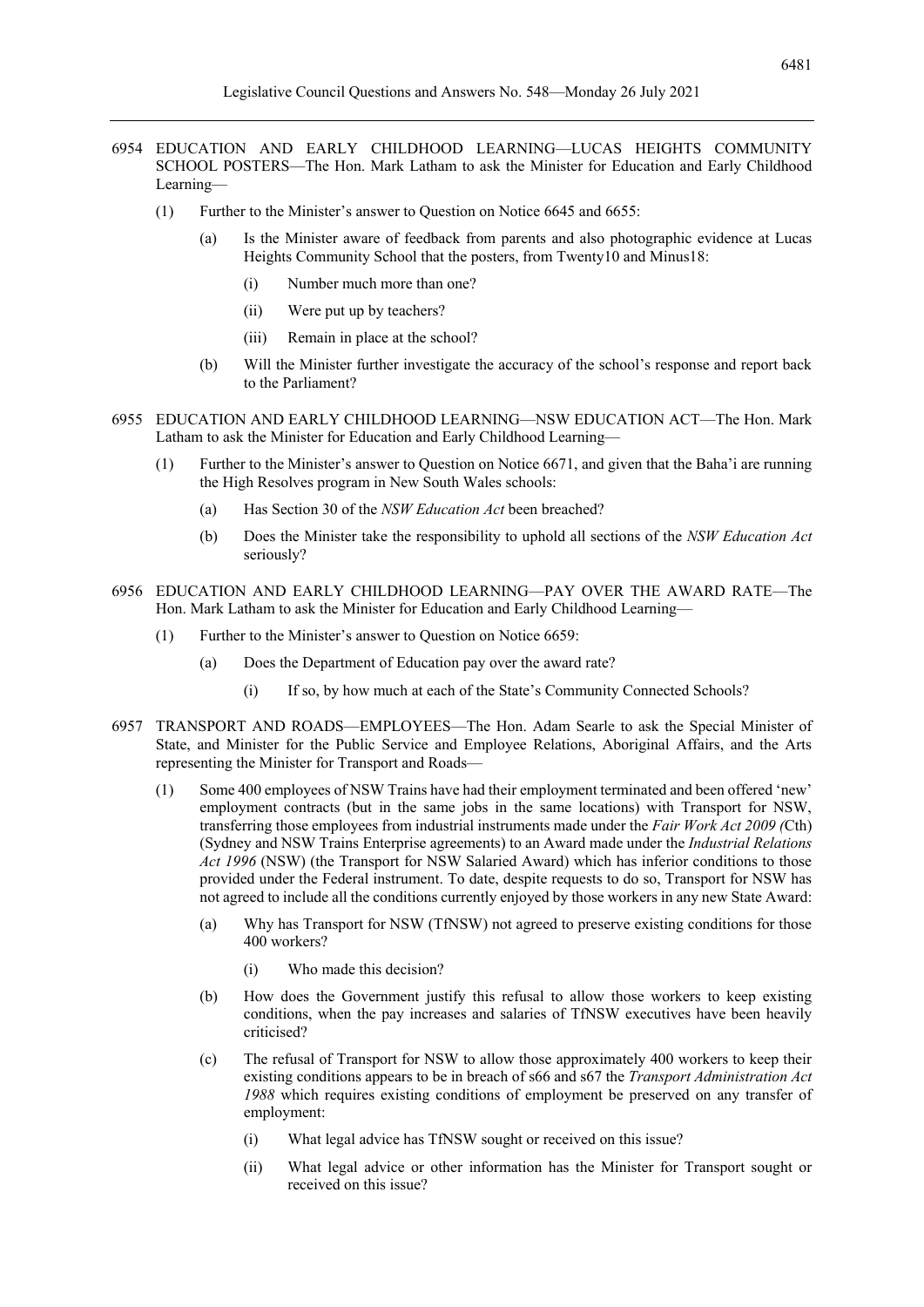6954 EDUCATION AND EARLY CHILDHOOD LEARNING—LUCAS HEIGHTS COMMUNITY SCHOOL POSTERS—The Hon. Mark Latham to ask the Minister for Education and Early Childhood Learning—

(1) Further to the Minister's answer to Question on Notice 6645 and 6655:

(a) Is the Minister aware of feedback from parents and also photographic evidence at Lucas Heights Community School that the posters, from Twenty10 and Minus18:

(i) Number much more than one?

(ii) Were put up by teachers?

(iii) Remain in place at the school?

(b) Will the Minister further investigate the accuracy of the school's response and report back to the Parliament?

6955 EDUCATION AND EARLY CHILDHOOD LEARNING—NSW EDUCATION ACT—The Hon. Mark Latham to ask the Minister for Education and Early Childhood Learning—

(1) Further to the Minister's answer to Question on Notice 6671, and given that the Baha'i are running the High Resolves program in New South Wales schools:

(a) Has Section 30 of the *NSW Education Act* been breached?

(b) Does the Minister take the responsibility to uphold all sections of the *NSW Education Act* seriously?

6956 EDUCATION AND EARLY CHILDHOOD LEARNING—PAY OVER THE AWARD RATE—The Hon. Mark Latham to ask the Minister for Education and Early Childhood Learning—

(1) Further to the Minister's answer to Question on Notice 6659:

(a) Does the Department of Education pay over the award rate?

(i) If so, by how much at each of the State's Community Connected Schools?

6957 TRANSPORT AND ROADS—EMPLOYEES—The Hon. Adam Searle to ask the Special Minister of State, and Minister for the Public Service and Employee Relations, Aboriginal Affairs, and the Arts representing the Minister for Transport and Roads—

(1) Some 400 employees of NSW Trains have had their employment terminated and been offered 'new' employment contracts (but in the same jobs in the same locations) with Transport for NSW, transferring those employees from industrial instruments made under the *Fair Work Act 2009 (*Cth) (Sydney and NSW Trains Enterprise agreements) to an Award made under the *Industrial Relations Act 1996* (NSW) (the Transport for NSW Salaried Award) which has inferior conditions to those provided under the Federal instrument. To date, despite requests to do so, Transport for NSW has not agreed to include all the conditions currently enjoyed by those workers in any new State Award:

(a) Why has Transport for NSW (TfNSW) not agreed to preserve existing conditions for those 400 workers?

(i) Who made this decision?

(b) How does the Government justify this refusal to allow those workers to keep existing conditions, when the pay increases and salaries of TfNSW executives have been heavily criticised?

(c) The refusal of Transport for NSW to allow those approximately 400 workers to keep their existing conditions appears to be in breach of s66 and s67 the *Transport Administration Act 1988* which requires existing conditions of employment be preserved on any transfer of employment:

(i) What legal advice has TfNSW sought or received on this issue?

(ii) What legal advice or other information has the Minister for Transport sought or received on this issue?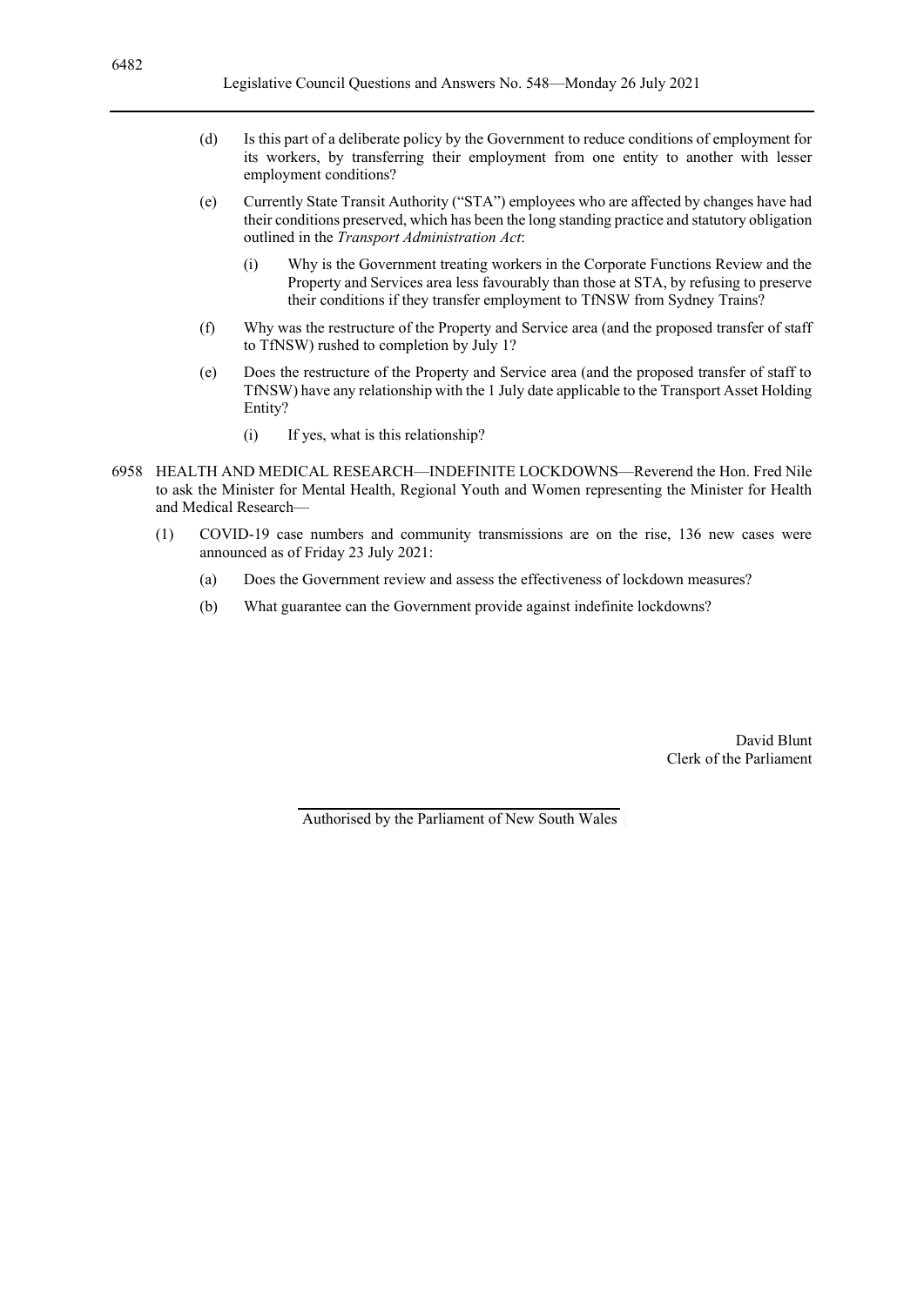(d) Is this part of a deliberate policy by the Government to reduce conditions of employment for its workers, by transferring their employment from one entity to another with lesser employment conditions?

(e) Currently State Transit Authority ("STA") employees who are affected by changes have had their conditions preserved, which has been the long standing practice and statutory obligation outlined in the *Transport Administration Act*:

(i) Why is the Government treating workers in the Corporate Functions Review and the Property and Services area less favourably than those at STA, by refusing to preserve their conditions if they transfer employment to TfNSW from Sydney Trains?

(f) Why was the restructure of the Property and Service area (and the proposed transfer of staff to TfNSW) rushed to completion by July 1?

(e) Does the restructure of the Property and Service area (and the proposed transfer of staff to TfNSW) have any relationship with the 1 July date applicable to the Transport Asset Holding Entity?

(i) If yes, what is this relationship?

6958 HEALTH AND MEDICAL RESEARCH—INDEFINITE LOCKDOWNS—Reverend the Hon. Fred Nile to ask the Minister for Mental Health, Regional Youth and Women representing the Minister for Health and Medical Research—

(1) COVID-19 case numbers and community transmissions are on the rise, 136 new cases were announced as of Friday 23 July 2021:

(a) Does the Government review and assess the effectiveness of lockdown measures?

(b) What guarantee can the Government provide against indefinite lockdowns?

David Blunt
Clerk of the Parliament

Authorised by the Parliament of New South Wales